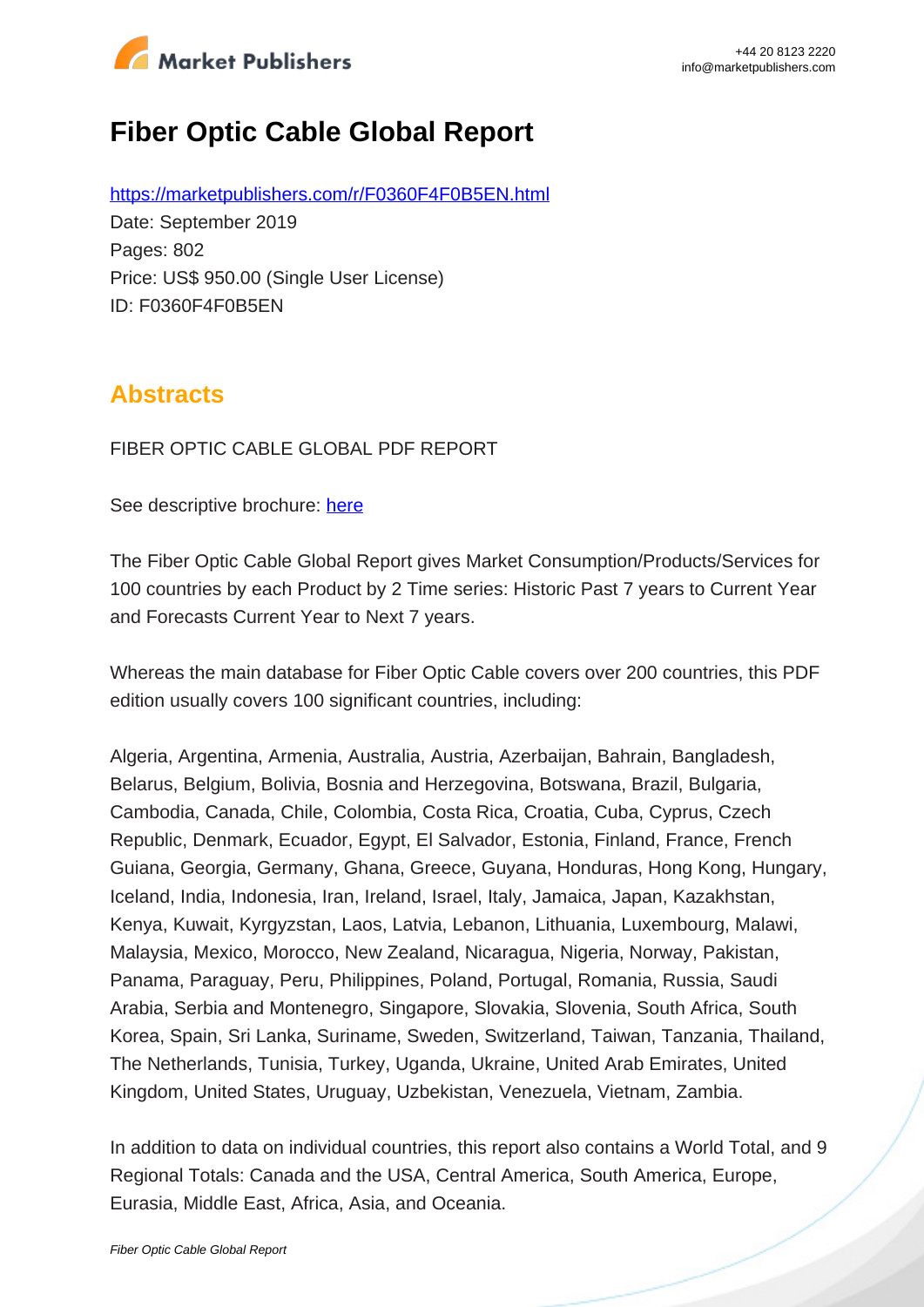# Fiber Optic Cable Global Report

https://marketpublishers.com/r/F0360F4F0B5EN.html

Date: September 2019

Pages: 802

Price: US$ 950.00 (Single User License)

ID: F0360F4F0B5EN

## Abstracts

FIBER OPTIC CABLE GLOBAL PDF REPORT

See descriptive brochure: here

The Fiber Optic Cable Global Report gives Market Consumption/Products/Services for 100 countries by each Product by 2 Time series: Historic Past 7 years to Current Year and Forecasts Current Year to Next 7 years.

Whereas the main database for Fiber Optic Cable covers over 200 countries, this PDF edition usually covers 100 significant countries, including:

Algeria, Argentina, Armenia, Australia, Austria, Azerbaijan, Bahrain, Bangladesh, Belarus, Belgium, Bolivia, Bosnia and Herzegovina, Botswana, Brazil, Bulgaria, Cambodia, Canada, Chile, Colombia, Costa Rica, Croatia, Cuba, Cyprus, Czech Republic, Denmark, Ecuador, Egypt, El Salvador, Estonia, Finland, France, French Guiana, Georgia, Germany, Ghana, Greece, Guyana, Honduras, Hong Kong, Hungary, Iceland, India, Indonesia, Iran, Ireland, Israel, Italy, Jamaica, Japan, Kazakhstan, Kenya, Kuwait, Kyrgyzstan, Laos, Latvia, Lebanon, Lithuania, Luxembourg, Malawi, Malaysia, Mexico, Morocco, New Zealand, Nicaragua, Nigeria, Norway, Pakistan, Panama, Paraguay, Peru, Philippines, Poland, Portugal, Romania, Russia, Saudi Arabia, Serbia and Montenegro, Singapore, Slovakia, Slovenia, South Africa, South Korea, Spain, Sri Lanka, Suriname, Sweden, Switzerland, Taiwan, Tanzania, Thailand, The Netherlands, Tunisia, Turkey, Uganda, Ukraine, United Arab Emirates, United Kingdom, United States, Uruguay, Uzbekistan, Venezuela, Vietnam, Zambia.

In addition to data on individual countries, this report also contains a World Total, and 9 Regional Totals: Canada and the USA, Central America, South America, Europe, Eurasia, Middle East, Africa, Asia, and Oceania.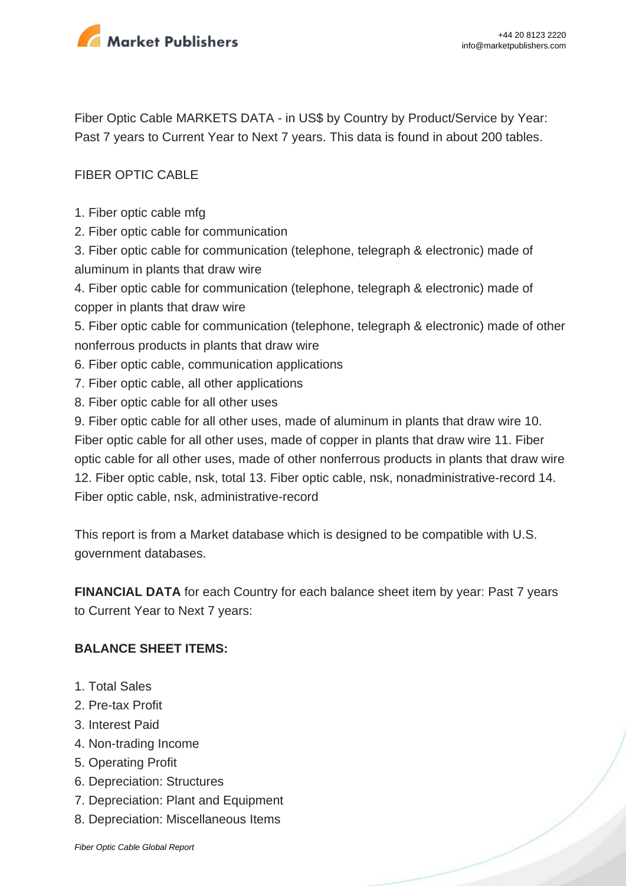Fiber Optic Cable MARKETS DATA - in US$ by Country by Product/Service by Year: Past 7 years to Current Year to Next 7 years. This data is found in about 200 tables.

FIBER OPTIC CABLE

1. Fiber optic cable mfg
2. Fiber optic cable for communication
3. Fiber optic cable for communication (telephone, telegraph & electronic) made of aluminum in plants that draw wire
4. Fiber optic cable for communication (telephone, telegraph & electronic) made of copper in plants that draw wire
5. Fiber optic cable for communication (telephone, telegraph & electronic) made of other nonferrous products in plants that draw wire
6. Fiber optic cable, communication applications
7. Fiber optic cable, all other applications
8. Fiber optic cable for all other uses
9. Fiber optic cable for all other uses, made of aluminum in plants that draw wire 10. Fiber optic cable for all other uses, made of copper in plants that draw wire 11. Fiber optic cable for all other uses, made of other nonferrous products in plants that draw wire 12. Fiber optic cable, nsk, total 13. Fiber optic cable, nsk, nonadministrative-record 14. Fiber optic cable, nsk, administrative-record

This report is from a Market database which is designed to be compatible with U.S. government databases.

**FINANCIAL DATA** for each Country for each balance sheet item by year: Past 7 years to Current Year to Next 7 years:

**BALANCE SHEET ITEMS:**

1. Total Sales
2. Pre-tax Profit
3. Interest Paid
4. Non-trading Income
5. Operating Profit
6. Depreciation: Structures
7. Depreciation: Plant and Equipment
8. Depreciation: Miscellaneous Items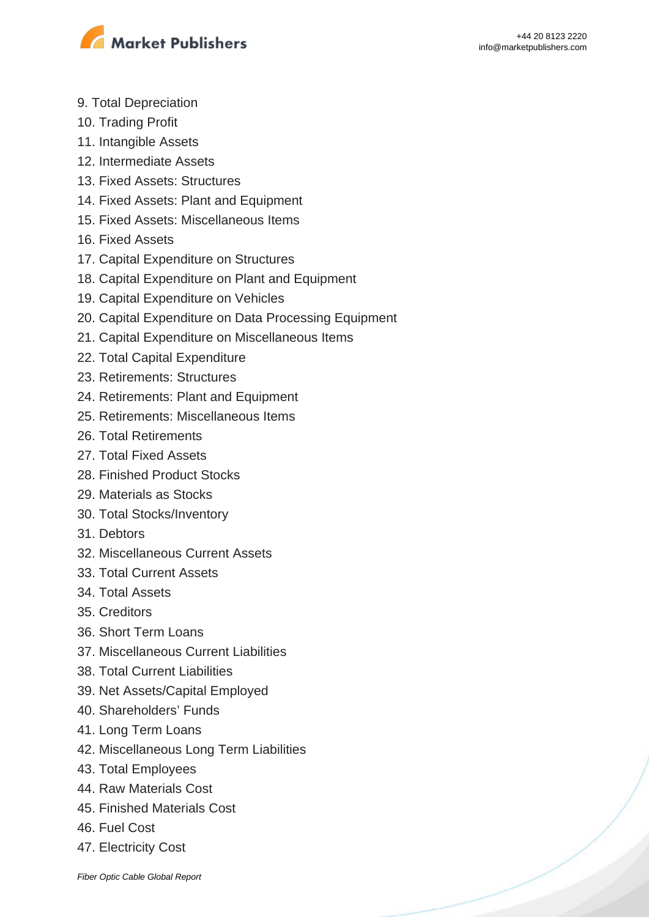9. Total Depreciation
10. Trading Profit
11. Intangible Assets
12. Intermediate Assets
13. Fixed Assets: Structures
14. Fixed Assets: Plant and Equipment
15. Fixed Assets: Miscellaneous Items
16. Fixed Assets
17. Capital Expenditure on Structures
18. Capital Expenditure on Plant and Equipment
19. Capital Expenditure on Vehicles
20. Capital Expenditure on Data Processing Equipment
21. Capital Expenditure on Miscellaneous Items
22. Total Capital Expenditure
23. Retirements: Structures
24. Retirements: Plant and Equipment
25. Retirements: Miscellaneous Items
26. Total Retirements
27. Total Fixed Assets
28. Finished Product Stocks
29. Materials as Stocks
30. Total Stocks/Inventory
31. Debtors
32. Miscellaneous Current Assets
33. Total Current Assets
34. Total Assets
35. Creditors
36. Short Term Loans
37. Miscellaneous Current Liabilities
38. Total Current Liabilities
39. Net Assets/Capital Employed
40. Shareholders' Funds
41. Long Term Loans
42. Miscellaneous Long Term Liabilities
43. Total Employees
44. Raw Materials Cost
45. Finished Materials Cost
46. Fuel Cost
47. Electricity Cost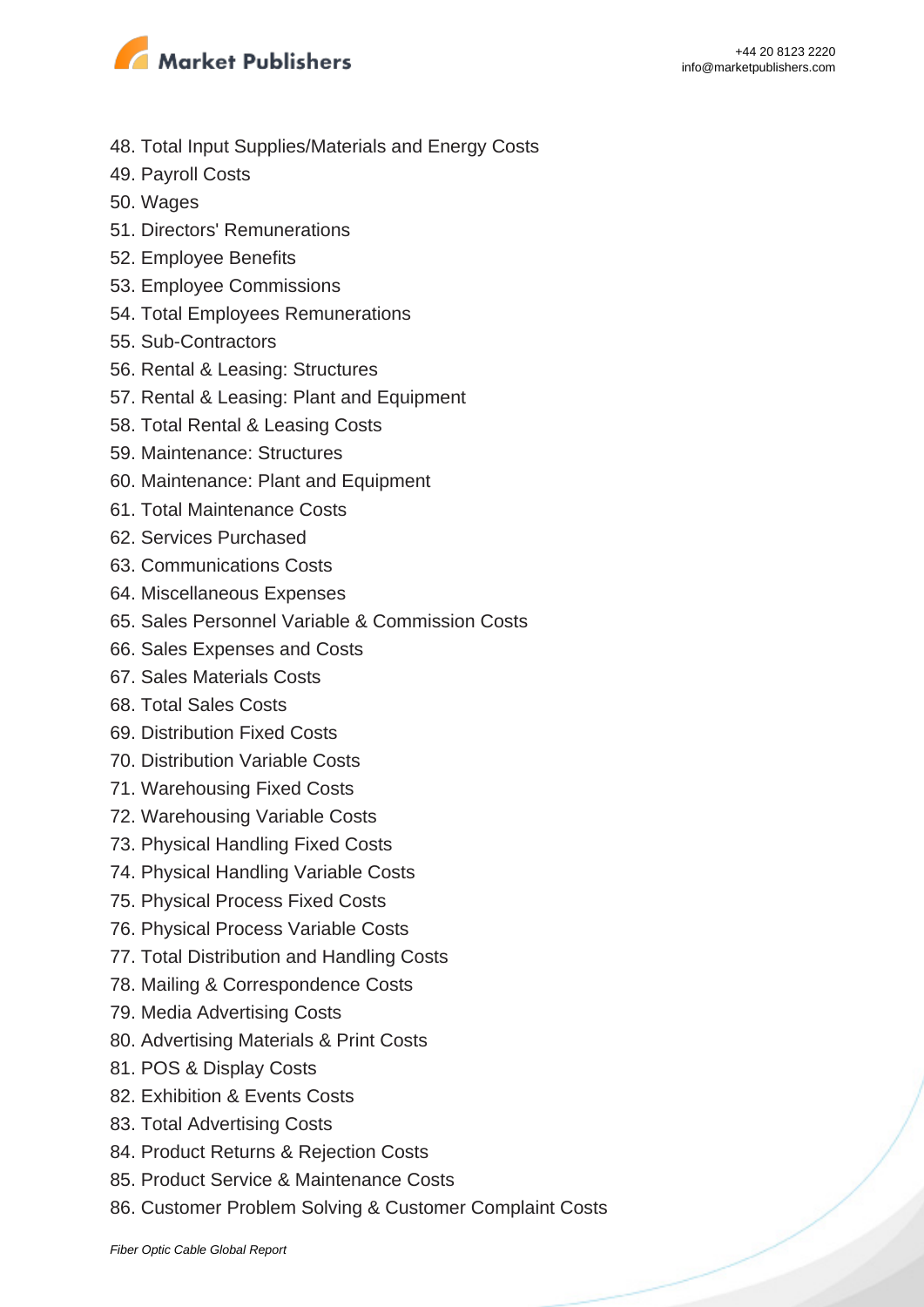48. Total Input Supplies/Materials and Energy Costs
49. Payroll Costs
50. Wages
51. Directors' Remunerations
52. Employee Benefits
53. Employee Commissions
54. Total Employees Remunerations
55. Sub-Contractors
56. Rental & Leasing: Structures
57. Rental & Leasing: Plant and Equipment
58. Total Rental & Leasing Costs
59. Maintenance: Structures
60. Maintenance: Plant and Equipment
61. Total Maintenance Costs
62. Services Purchased
63. Communications Costs
64. Miscellaneous Expenses
65. Sales Personnel Variable & Commission Costs
66. Sales Expenses and Costs
67. Sales Materials Costs
68. Total Sales Costs
69. Distribution Fixed Costs
70. Distribution Variable Costs
71. Warehousing Fixed Costs
72. Warehousing Variable Costs
73. Physical Handling Fixed Costs
74. Physical Handling Variable Costs
75. Physical Process Fixed Costs
76. Physical Process Variable Costs
77. Total Distribution and Handling Costs
78. Mailing & Correspondence Costs
79. Media Advertising Costs
80. Advertising Materials & Print Costs
81. POS & Display Costs
82. Exhibition & Events Costs
83. Total Advertising Costs
84. Product Returns & Rejection Costs
85. Product Service & Maintenance Costs
86. Customer Problem Solving & Customer Complaint Costs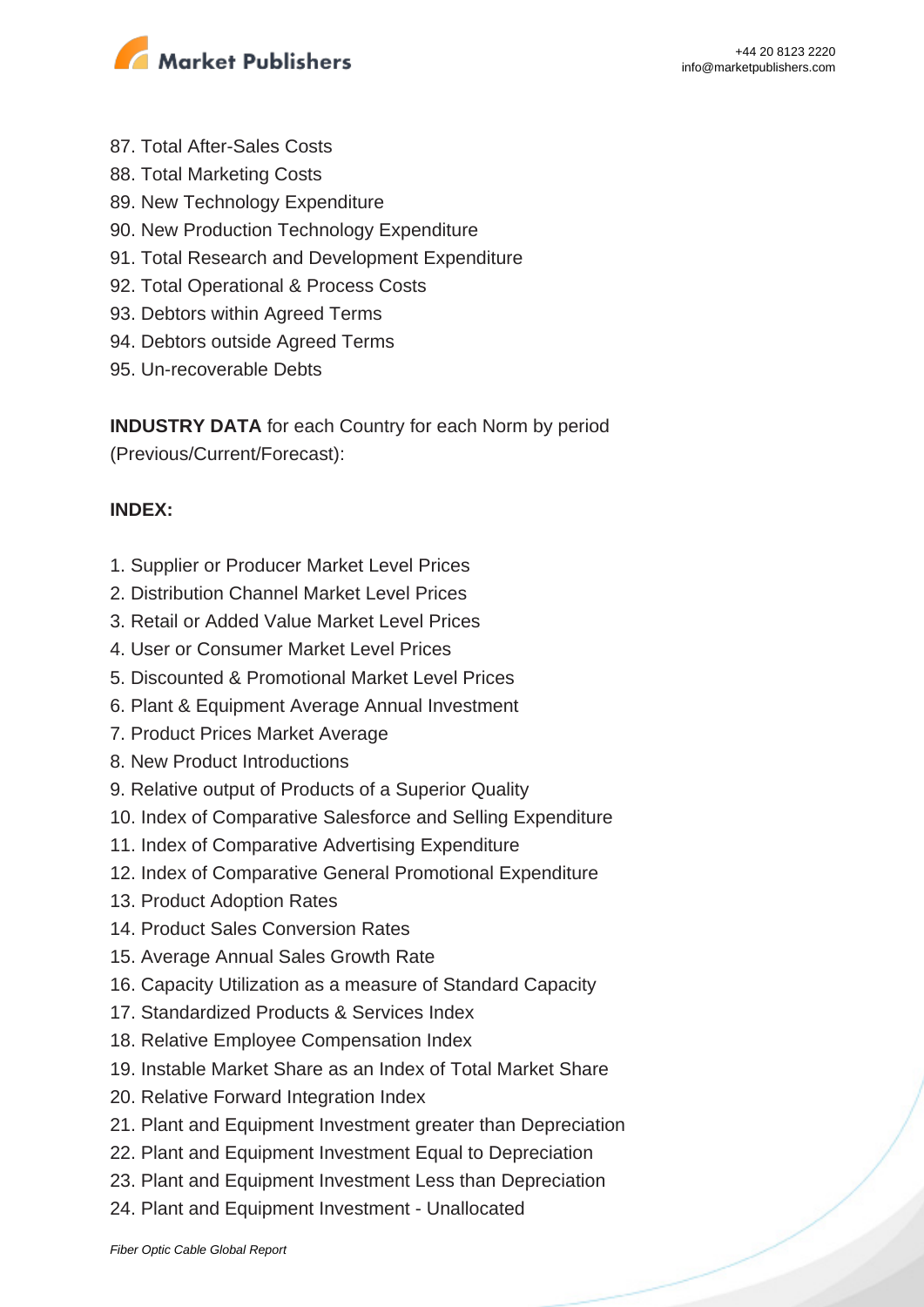87. Total After-Sales Costs
88. Total Marketing Costs
89. New Technology Expenditure
90. New Production Technology Expenditure
91. Total Research and Development Expenditure
92. Total Operational & Process Costs
93. Debtors within Agreed Terms
94. Debtors outside Agreed Terms
95. Un-recoverable Debts

**INDUSTRY DATA** for each Country for each Norm by period (Previous/Current/Forecast):

**INDEX:**

1. Supplier or Producer Market Level Prices
2. Distribution Channel Market Level Prices
3. Retail or Added Value Market Level Prices
4. User or Consumer Market Level Prices
5. Discounted & Promotional Market Level Prices
6. Plant & Equipment Average Annual Investment
7. Product Prices Market Average
8. New Product Introductions
9. Relative output of Products of a Superior Quality
10. Index of Comparative Salesforce and Selling Expenditure
11. Index of Comparative Advertising Expenditure
12. Index of Comparative General Promotional Expenditure
13. Product Adoption Rates
14. Product Sales Conversion Rates
15. Average Annual Sales Growth Rate
16. Capacity Utilization as a measure of Standard Capacity
17. Standardized Products & Services Index
18. Relative Employee Compensation Index
19. Instable Market Share as an Index of Total Market Share
20. Relative Forward Integration Index
21. Plant and Equipment Investment greater than Depreciation
22. Plant and Equipment Investment Equal to Depreciation
23. Plant and Equipment Investment Less than Depreciation
24. Plant and Equipment Investment - Unallocated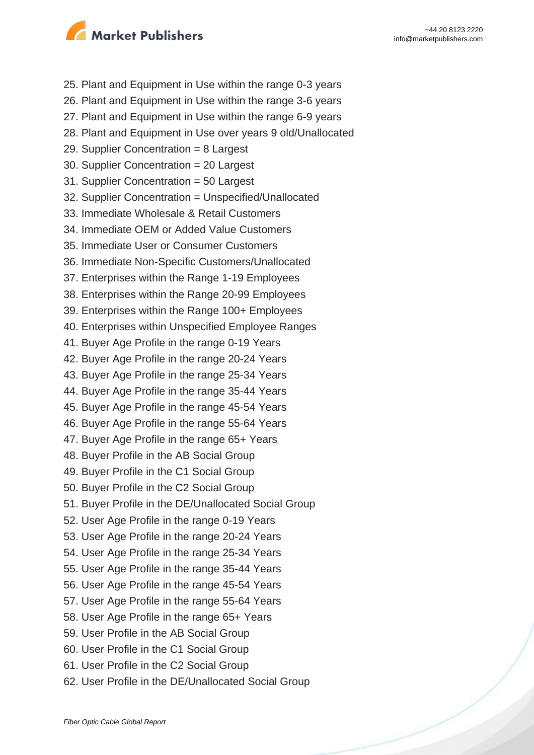25. Plant and Equipment in Use within the range 0-3 years
26. Plant and Equipment in Use within the range 3-6 years
27. Plant and Equipment in Use within the range 6-9 years
28. Plant and Equipment in Use over years 9 old/Unallocated
29. Supplier Concentration = 8 Largest
30. Supplier Concentration = 20 Largest
31. Supplier Concentration = 50 Largest
32. Supplier Concentration = Unspecified/Unallocated
33. Immediate Wholesale & Retail Customers
34. Immediate OEM or Added Value Customers
35. Immediate User or Consumer Customers
36. Immediate Non-Specific Customers/Unallocated
37. Enterprises within the Range 1-19 Employees
38. Enterprises within the Range 20-99 Employees
39. Enterprises within the Range 100+ Employees
40. Enterprises within Unspecified Employee Ranges
41. Buyer Age Profile in the range 0-19 Years
42. Buyer Age Profile in the range 20-24 Years
43. Buyer Age Profile in the range 25-34 Years
44. Buyer Age Profile in the range 35-44 Years
45. Buyer Age Profile in the range 45-54 Years
46. Buyer Age Profile in the range 55-64 Years
47. Buyer Age Profile in the range 65+ Years
48. Buyer Profile in the AB Social Group
49. Buyer Profile in the C1 Social Group
50. Buyer Profile in the C2 Social Group
51. Buyer Profile in the DE/Unallocated Social Group
52. User Age Profile in the range 0-19 Years
53. User Age Profile in the range 20-24 Years
54. User Age Profile in the range 25-34 Years
55. User Age Profile in the range 35-44 Years
56. User Age Profile in the range 45-54 Years
57. User Age Profile in the range 55-64 Years
58. User Age Profile in the range 65+ Years
59. User Profile in the AB Social Group
60. User Profile in the C1 Social Group
61. User Profile in the C2 Social Group
62. User Profile in the DE/Unallocated Social Group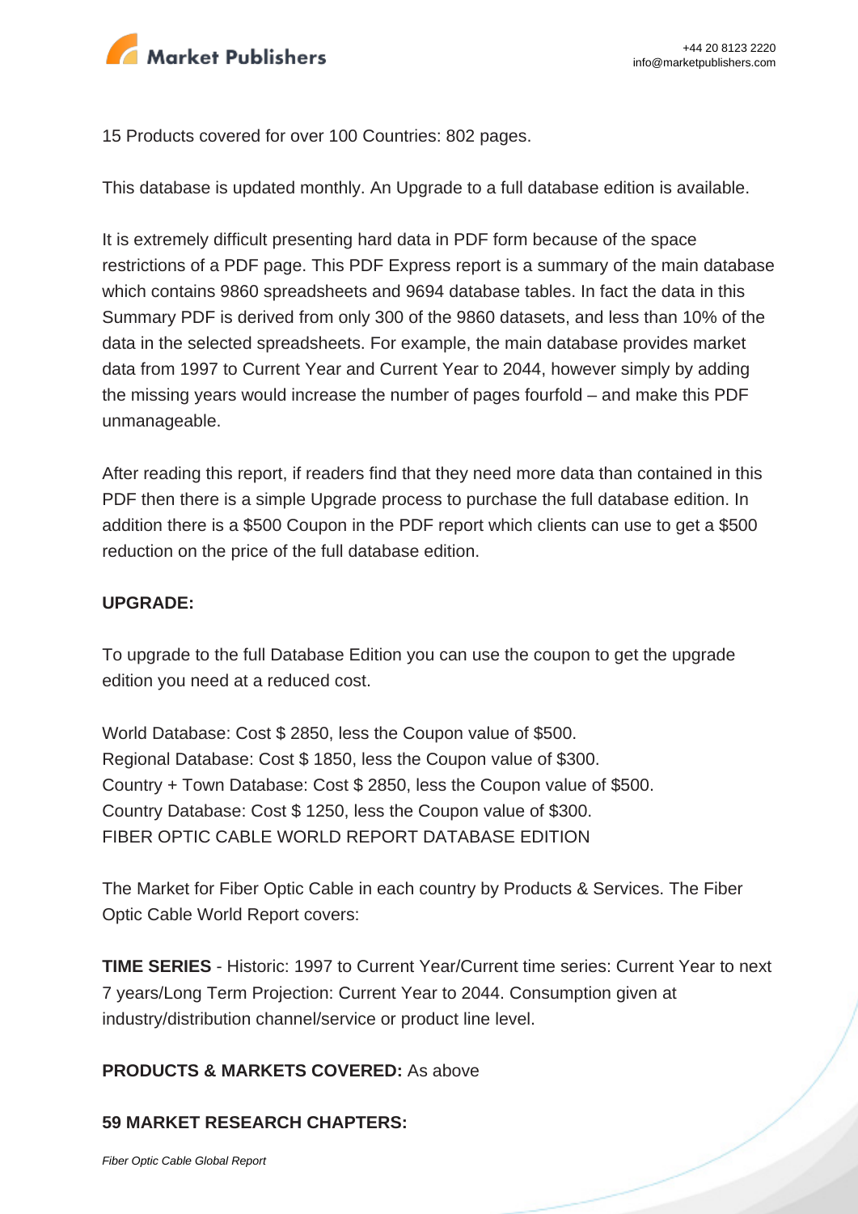15 Products covered for over 100 Countries: 802 pages.

This database is updated monthly. An Upgrade to a full database edition is available.

It is extremely difficult presenting hard data in PDF form because of the space restrictions of a PDF page. This PDF Express report is a summary of the main database which contains 9860 spreadsheets and 9694 database tables. In fact the data in this Summary PDF is derived from only 300 of the 9860 datasets, and less than 10% of the data in the selected spreadsheets. For example, the main database provides market data from 1997 to Current Year and Current Year to 2044, however simply by adding the missing years would increase the number of pages fourfold – and make this PDF unmanageable.

After reading this report, if readers find that they need more data than contained in this PDF then there is a simple Upgrade process to purchase the full database edition. In addition there is a $500 Coupon in the PDF report which clients can use to get a $500 reduction on the price of the full database edition.

**UPGRADE:**

To upgrade to the full Database Edition you can use the coupon to get the upgrade edition you need at a reduced cost.

World Database: Cost $ 2850, less the Coupon value of $500.
Regional Database: Cost $ 1850, less the Coupon value of $300.
Country + Town Database: Cost $ 2850, less the Coupon value of $500.
Country Database: Cost $ 1250, less the Coupon value of $300.
FIBER OPTIC CABLE WORLD REPORT DATABASE EDITION

The Market for Fiber Optic Cable in each country by Products & Services. The Fiber Optic Cable World Report covers:

**TIME SERIES** - Historic: 1997 to Current Year/Current time series: Current Year to next 7 years/Long Term Projection: Current Year to 2044. Consumption given at industry/distribution channel/service or product line level.

**PRODUCTS & MARKETS COVERED:** As above

**59 MARKET RESEARCH CHAPTERS:**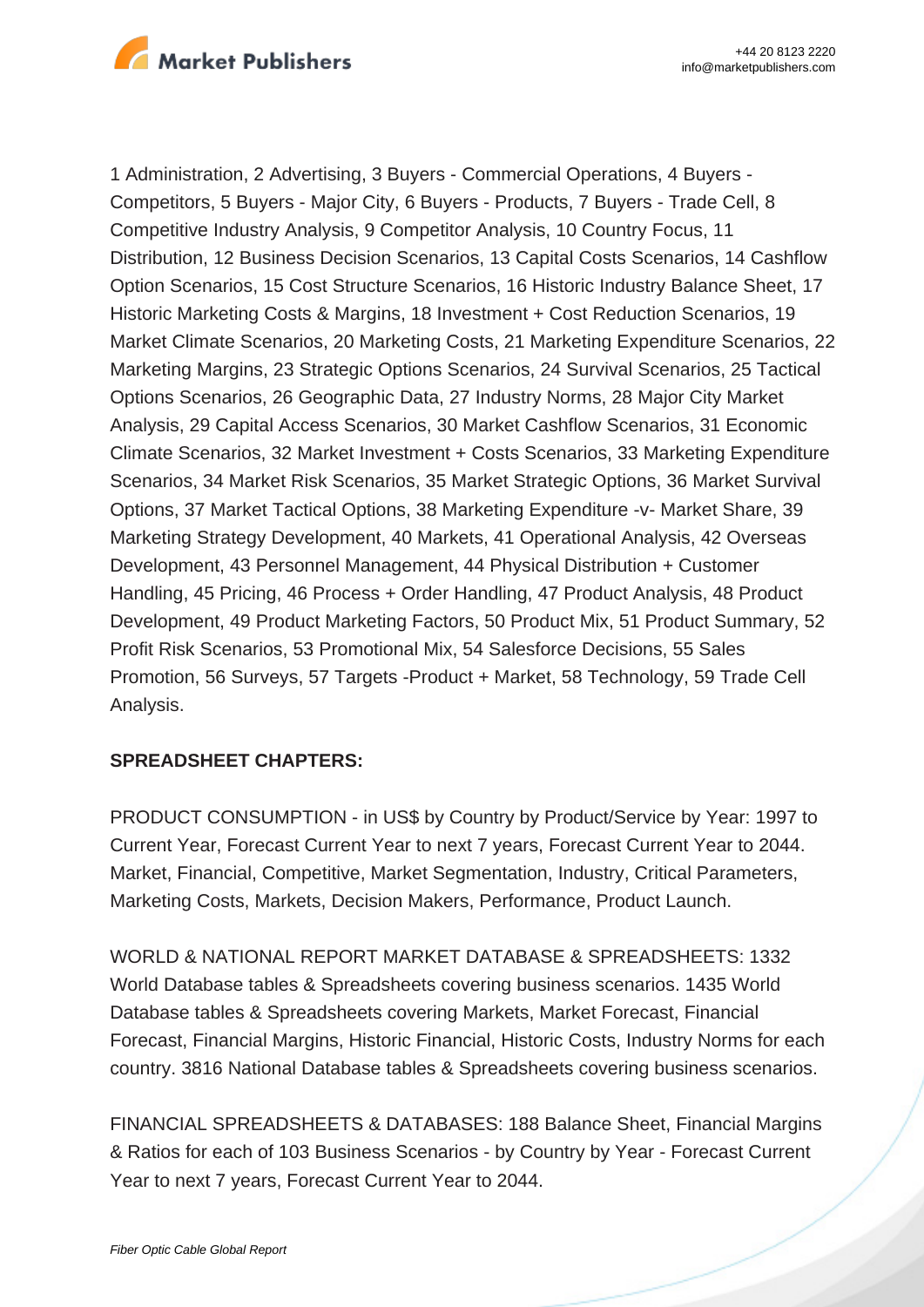1 Administration, 2 Advertising, 3 Buyers - Commercial Operations, 4 Buyers - Competitors, 5 Buyers - Major City, 6 Buyers - Products, 7 Buyers - Trade Cell, 8 Competitive Industry Analysis, 9 Competitor Analysis, 10 Country Focus, 11 Distribution, 12 Business Decision Scenarios, 13 Capital Costs Scenarios, 14 Cashflow Option Scenarios, 15 Cost Structure Scenarios, 16 Historic Industry Balance Sheet, 17 Historic Marketing Costs & Margins, 18 Investment + Cost Reduction Scenarios, 19 Market Climate Scenarios, 20 Marketing Costs, 21 Marketing Expenditure Scenarios, 22 Marketing Margins, 23 Strategic Options Scenarios, 24 Survival Scenarios, 25 Tactical Options Scenarios, 26 Geographic Data, 27 Industry Norms, 28 Major City Market Analysis, 29 Capital Access Scenarios, 30 Market Cashflow Scenarios, 31 Economic Climate Scenarios, 32 Market Investment + Costs Scenarios, 33 Marketing Expenditure Scenarios, 34 Market Risk Scenarios, 35 Market Strategic Options, 36 Market Survival Options, 37 Market Tactical Options, 38 Marketing Expenditure -v- Market Share, 39 Marketing Strategy Development, 40 Markets, 41 Operational Analysis, 42 Overseas Development, 43 Personnel Management, 44 Physical Distribution + Customer Handling, 45 Pricing, 46 Process + Order Handling, 47 Product Analysis, 48 Product Development, 49 Product Marketing Factors, 50 Product Mix, 51 Product Summary, 52 Profit Risk Scenarios, 53 Promotional Mix, 54 Salesforce Decisions, 55 Sales Promotion, 56 Surveys, 57 Targets -Product + Market, 58 Technology, 59 Trade Cell Analysis.

**SPREADSHEET CHAPTERS:**

PRODUCT CONSUMPTION - in US$ by Country by Product/Service by Year: 1997 to Current Year, Forecast Current Year to next 7 years, Forecast Current Year to 2044. Market, Financial, Competitive, Market Segmentation, Industry, Critical Parameters, Marketing Costs, Markets, Decision Makers, Performance, Product Launch.

WORLD & NATIONAL REPORT MARKET DATABASE & SPREADSHEETS: 1332 World Database tables & Spreadsheets covering business scenarios. 1435 World Database tables & Spreadsheets covering Markets, Market Forecast, Financial Forecast, Financial Margins, Historic Financial, Historic Costs, Industry Norms for each country. 3816 National Database tables & Spreadsheets covering business scenarios.

FINANCIAL SPREADSHEETS & DATABASES: 188 Balance Sheet, Financial Margins & Ratios for each of 103 Business Scenarios - by Country by Year - Forecast Current Year to next 7 years, Forecast Current Year to 2044.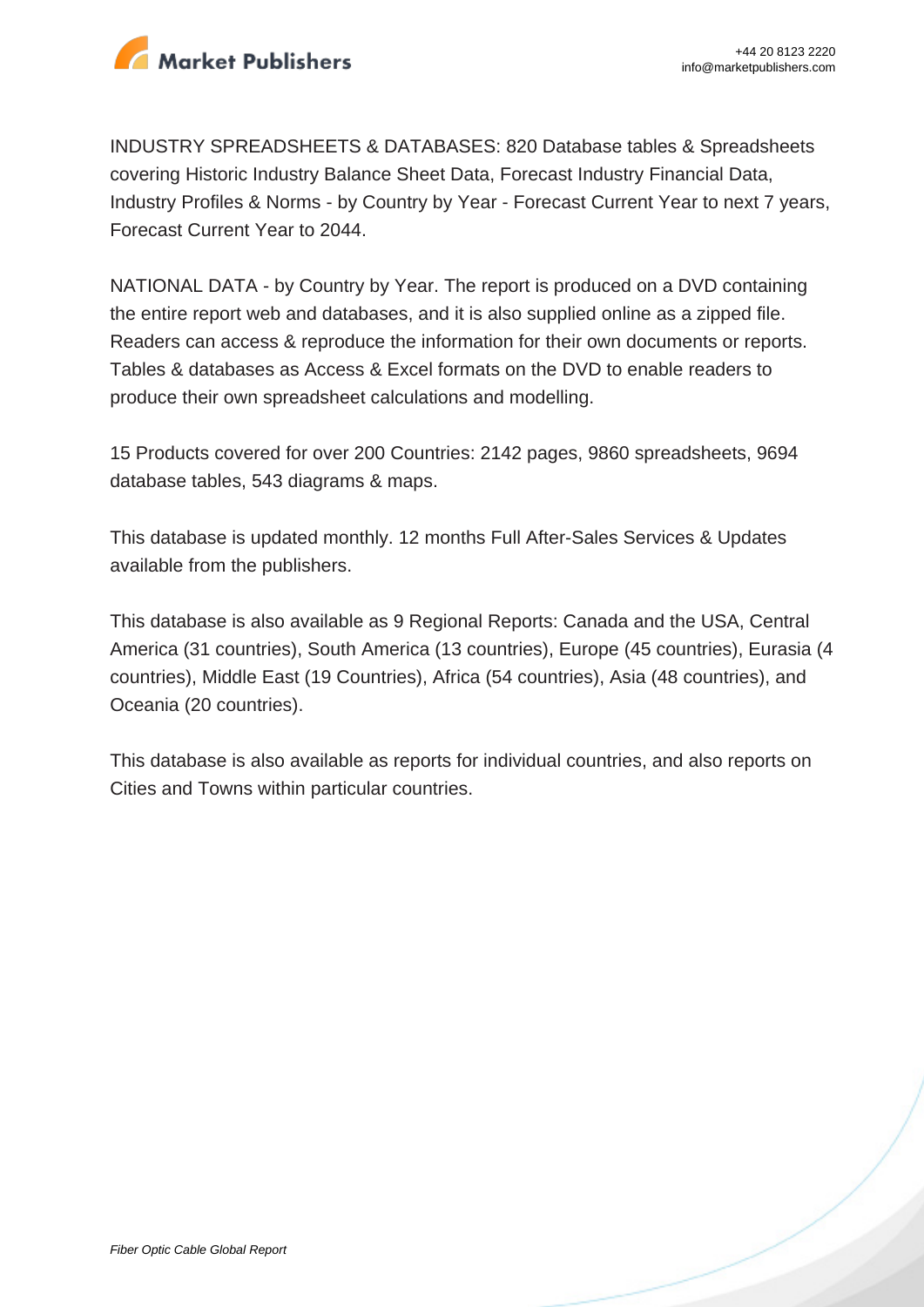INDUSTRY SPREADSHEETS & DATABASES: 820 Database tables & Spreadsheets covering Historic Industry Balance Sheet Data, Forecast Industry Financial Data, Industry Profiles & Norms - by Country by Year - Forecast Current Year to next 7 years, Forecast Current Year to 2044.

NATIONAL DATA - by Country by Year. The report is produced on a DVD containing the entire report web and databases, and it is also supplied online as a zipped file. Readers can access & reproduce the information for their own documents or reports. Tables & databases as Access & Excel formats on the DVD to enable readers to produce their own spreadsheet calculations and modelling.

15 Products covered for over 200 Countries: 2142 pages, 9860 spreadsheets, 9694 database tables, 543 diagrams & maps.

This database is updated monthly. 12 months Full After-Sales Services & Updates available from the publishers.

This database is also available as 9 Regional Reports: Canada and the USA, Central America (31 countries), South America (13 countries), Europe (45 countries), Eurasia (4 countries), Middle East (19 Countries), Africa (54 countries), Asia (48 countries), and Oceania (20 countries).

This database is also available as reports for individual countries, and also reports on Cities and Towns within particular countries.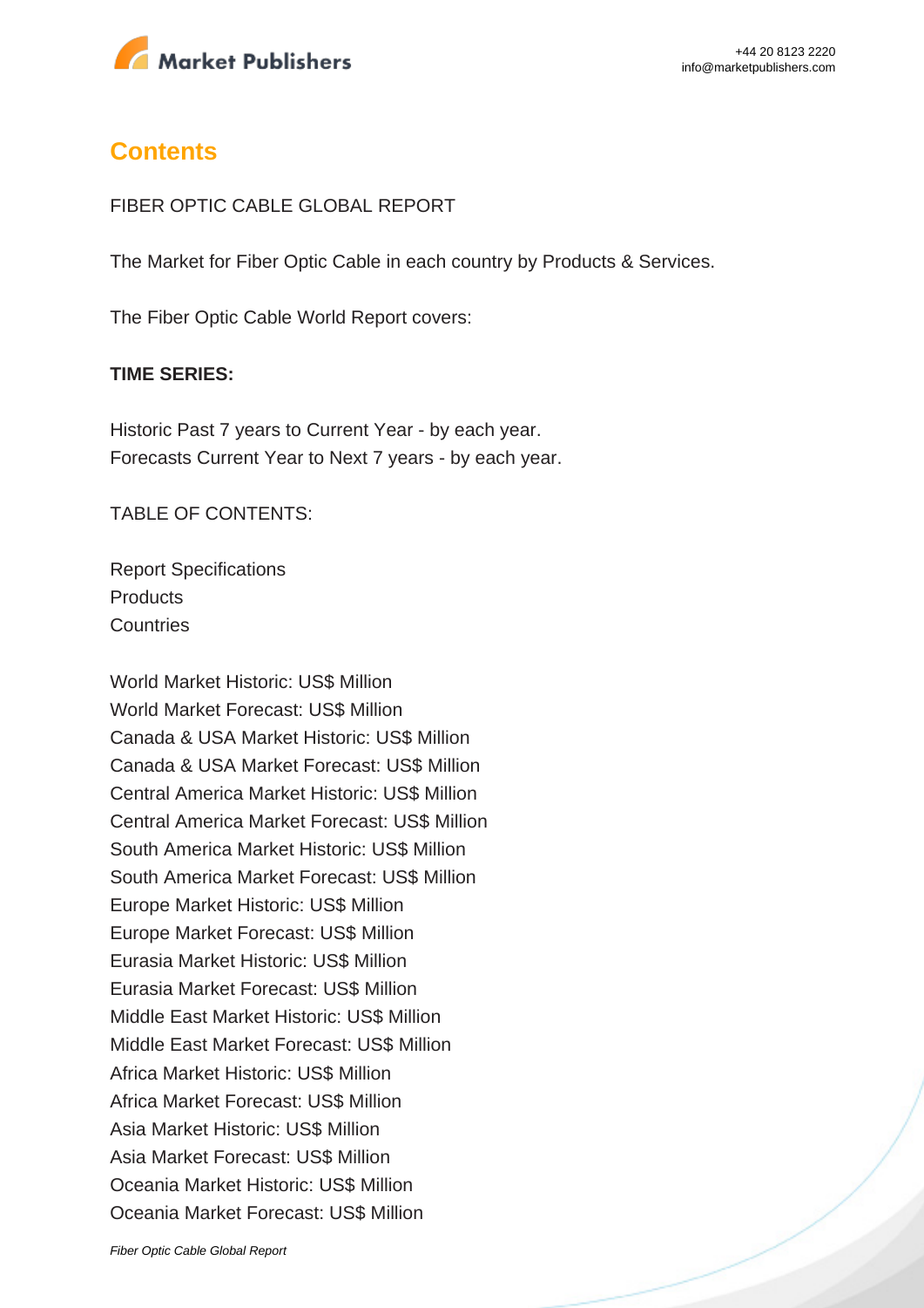## Contents

FIBER OPTIC CABLE GLOBAL REPORT

The Market for Fiber Optic Cable in each country by Products & Services.

The Fiber Optic Cable World Report covers:

**TIME SERIES:**

Historic Past 7 years to Current Year - by each year.
Forecasts Current Year to Next 7 years - by each year.

TABLE OF CONTENTS:

Report Specifications
Products
Countries

World Market Historic: US$ Million
World Market Forecast: US$ Million
Canada & USA Market Historic: US$ Million
Canada & USA Market Forecast: US$ Million
Central America Market Historic: US$ Million
Central America Market Forecast: US$ Million
South America Market Historic: US$ Million
South America Market Forecast: US$ Million
Europe Market Historic: US$ Million
Europe Market Forecast: US$ Million
Eurasia Market Historic: US$ Million
Eurasia Market Forecast: US$ Million
Middle East Market Historic: US$ Million
Middle East Market Forecast: US$ Million
Africa Market Historic: US$ Million
Africa Market Forecast: US$ Million
Asia Market Historic: US$ Million
Asia Market Forecast: US$ Million
Oceania Market Historic: US$ Million
Oceania Market Forecast: US$ Million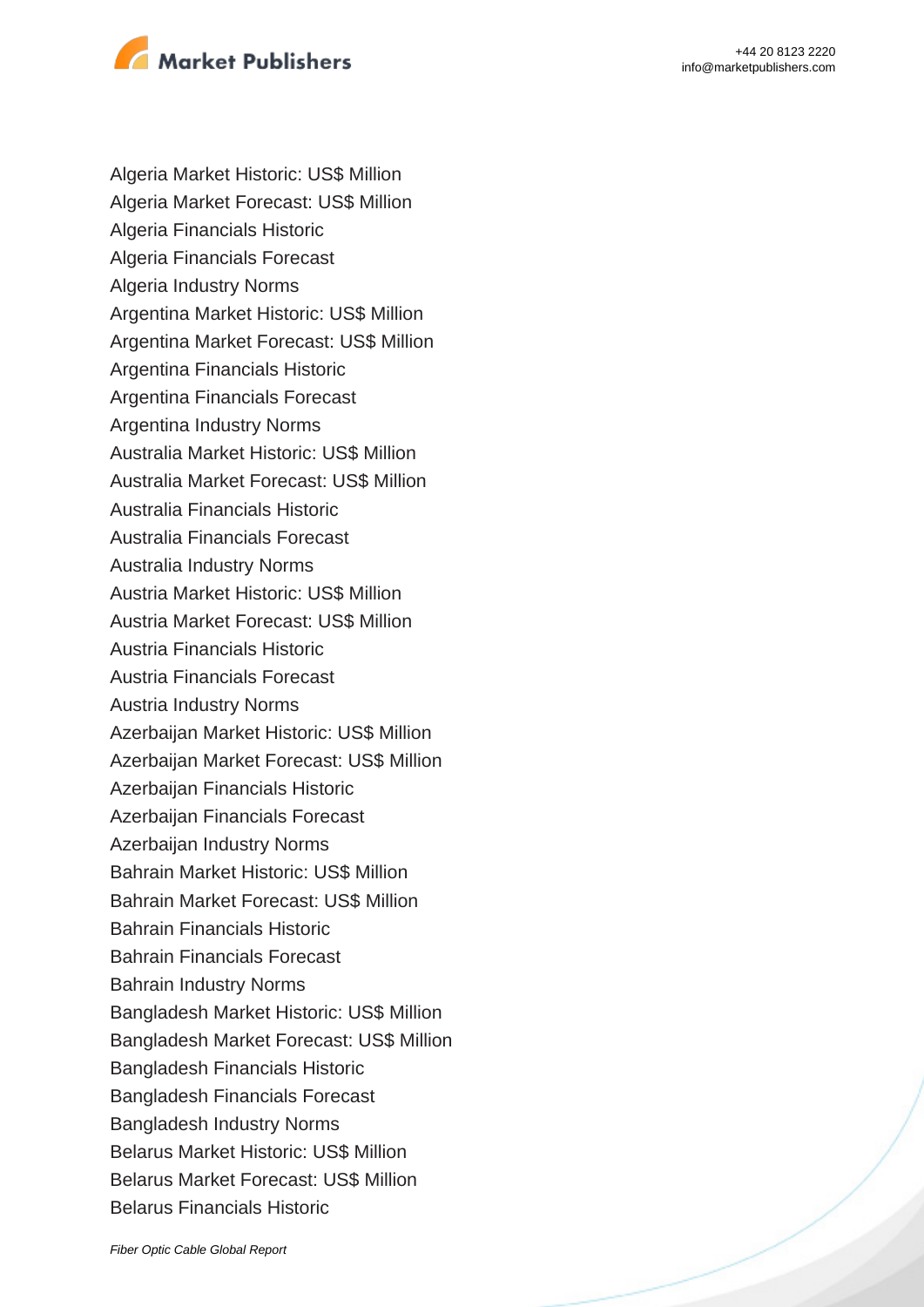Algeria Market Historic: US$ Million
Algeria Market Forecast: US$ Million
Algeria Financials Historic
Algeria Financials Forecast
Algeria Industry Norms
Argentina Market Historic: US$ Million
Argentina Market Forecast: US$ Million
Argentina Financials Historic
Argentina Financials Forecast
Argentina Industry Norms
Australia Market Historic: US$ Million
Australia Market Forecast: US$ Million
Australia Financials Historic
Australia Financials Forecast
Australia Industry Norms
Austria Market Historic: US$ Million
Austria Market Forecast: US$ Million
Austria Financials Historic
Austria Financials Forecast
Austria Industry Norms
Azerbaijan Market Historic: US$ Million
Azerbaijan Market Forecast: US$ Million
Azerbaijan Financials Historic
Azerbaijan Financials Forecast
Azerbaijan Industry Norms
Bahrain Market Historic: US$ Million
Bahrain Market Forecast: US$ Million
Bahrain Financials Historic
Bahrain Financials Forecast
Bahrain Industry Norms
Bangladesh Market Historic: US$ Million
Bangladesh Market Forecast: US$ Million
Bangladesh Financials Historic
Bangladesh Financials Forecast
Bangladesh Industry Norms
Belarus Market Historic: US$ Million
Belarus Market Forecast: US$ Million
Belarus Financials Historic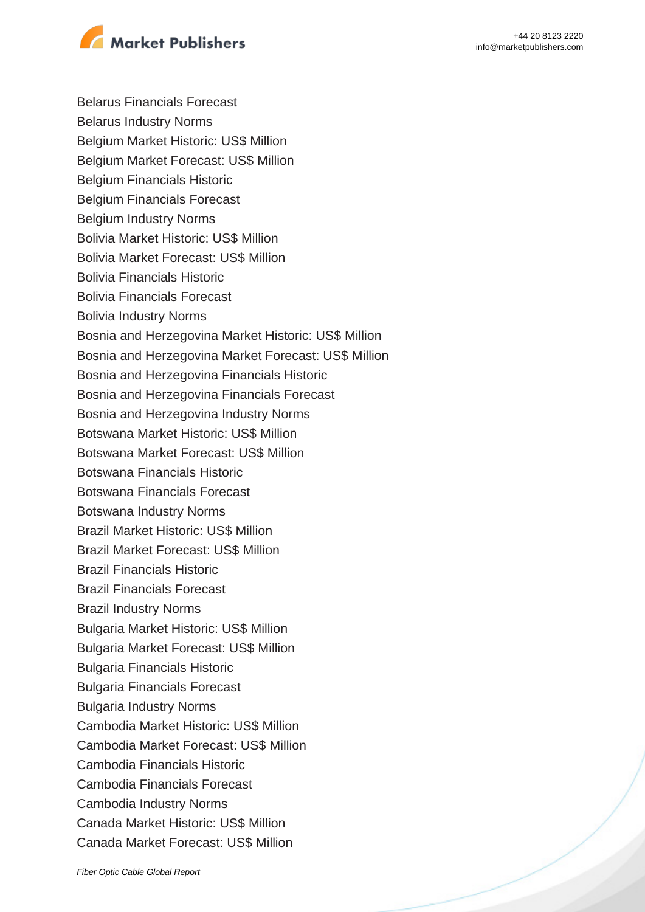Belarus Financials Forecast
Belarus Industry Norms
Belgium Market Historic: US$ Million
Belgium Market Forecast: US$ Million
Belgium Financials Historic
Belgium Financials Forecast
Belgium Industry Norms
Bolivia Market Historic: US$ Million
Bolivia Market Forecast: US$ Million
Bolivia Financials Historic
Bolivia Financials Forecast
Bolivia Industry Norms
Bosnia and Herzegovina Market Historic: US$ Million
Bosnia and Herzegovina Market Forecast: US$ Million
Bosnia and Herzegovina Financials Historic
Bosnia and Herzegovina Financials Forecast
Bosnia and Herzegovina Industry Norms
Botswana Market Historic: US$ Million
Botswana Market Forecast: US$ Million
Botswana Financials Historic
Botswana Financials Forecast
Botswana Industry Norms
Brazil Market Historic: US$ Million
Brazil Market Forecast: US$ Million
Brazil Financials Historic
Brazil Financials Forecast
Brazil Industry Norms
Bulgaria Market Historic: US$ Million
Bulgaria Market Forecast: US$ Million
Bulgaria Financials Historic
Bulgaria Financials Forecast
Bulgaria Industry Norms
Cambodia Market Historic: US$ Million
Cambodia Market Forecast: US$ Million
Cambodia Financials Historic
Cambodia Financials Forecast
Cambodia Industry Norms
Canada Market Historic: US$ Million
Canada Market Forecast: US$ Million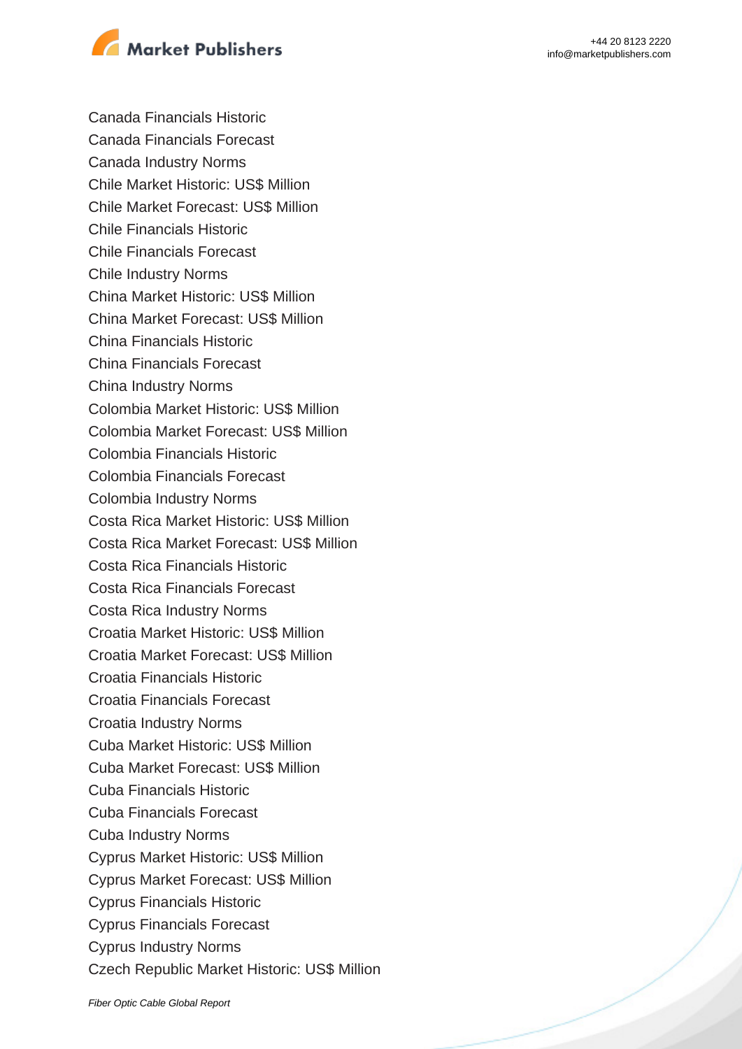Canada Financials Historic
Canada Financials Forecast
Canada Industry Norms
Chile Market Historic: US$ Million
Chile Market Forecast: US$ Million
Chile Financials Historic
Chile Financials Forecast
Chile Industry Norms
China Market Historic: US$ Million
China Market Forecast: US$ Million
China Financials Historic
China Financials Forecast
China Industry Norms
Colombia Market Historic: US$ Million
Colombia Market Forecast: US$ Million
Colombia Financials Historic
Colombia Financials Forecast
Colombia Industry Norms
Costa Rica Market Historic: US$ Million
Costa Rica Market Forecast: US$ Million
Costa Rica Financials Historic
Costa Rica Financials Forecast
Costa Rica Industry Norms
Croatia Market Historic: US$ Million
Croatia Market Forecast: US$ Million
Croatia Financials Historic
Croatia Financials Forecast
Croatia Industry Norms
Cuba Market Historic: US$ Million
Cuba Market Forecast: US$ Million
Cuba Financials Historic
Cuba Financials Forecast
Cuba Industry Norms
Cyprus Market Historic: US$ Million
Cyprus Market Forecast: US$ Million
Cyprus Financials Historic
Cyprus Financials Forecast
Cyprus Industry Norms
Czech Republic Market Historic: US$ Million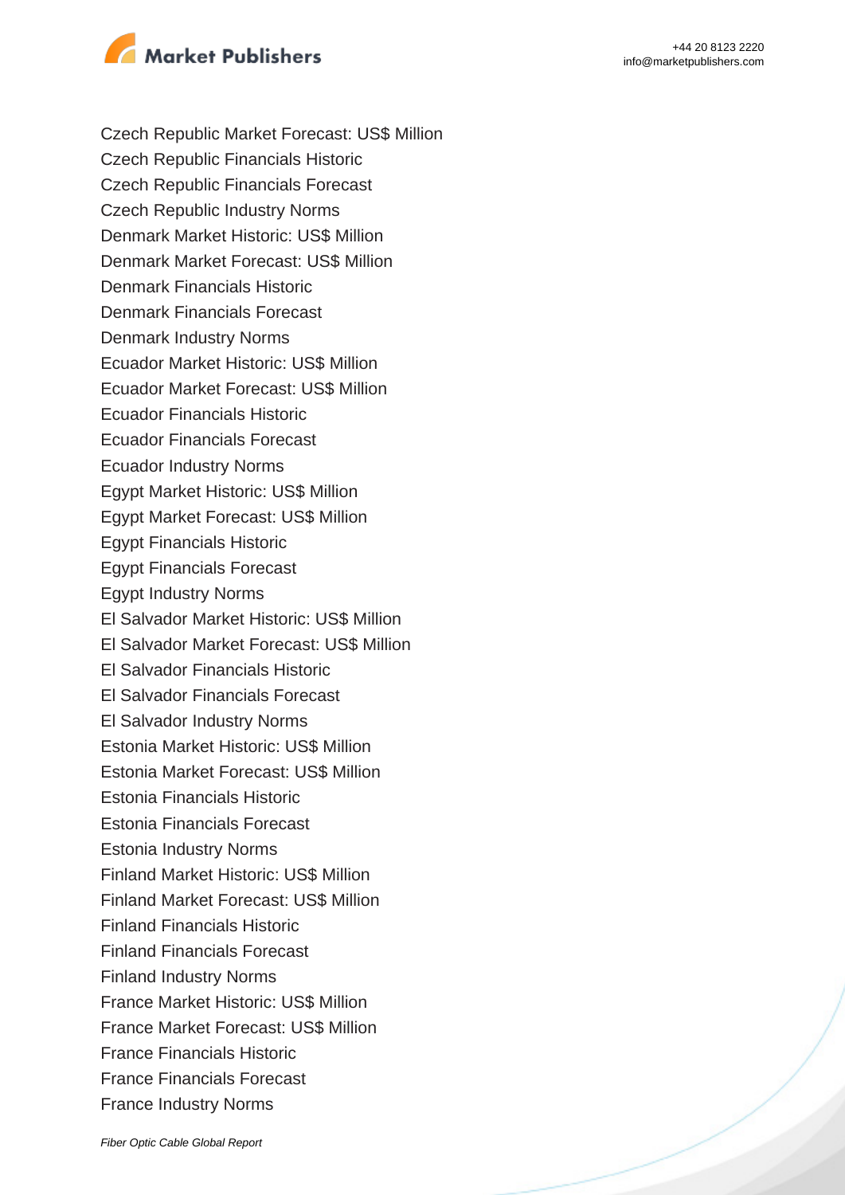Czech Republic Market Forecast: US$ Million
Czech Republic Financials Historic
Czech Republic Financials Forecast
Czech Republic Industry Norms
Denmark Market Historic: US$ Million
Denmark Market Forecast: US$ Million
Denmark Financials Historic
Denmark Financials Forecast
Denmark Industry Norms
Ecuador Market Historic: US$ Million
Ecuador Market Forecast: US$ Million
Ecuador Financials Historic
Ecuador Financials Forecast
Ecuador Industry Norms
Egypt Market Historic: US$ Million
Egypt Market Forecast: US$ Million
Egypt Financials Historic
Egypt Financials Forecast
Egypt Industry Norms
El Salvador Market Historic: US$ Million
El Salvador Market Forecast: US$ Million
El Salvador Financials Historic
El Salvador Financials Forecast
El Salvador Industry Norms
Estonia Market Historic: US$ Million
Estonia Market Forecast: US$ Million
Estonia Financials Historic
Estonia Financials Forecast
Estonia Industry Norms
Finland Market Historic: US$ Million
Finland Market Forecast: US$ Million
Finland Financials Historic
Finland Financials Forecast
Finland Industry Norms
France Market Historic: US$ Million
France Market Forecast: US$ Million
France Financials Historic
France Financials Forecast
France Industry Norms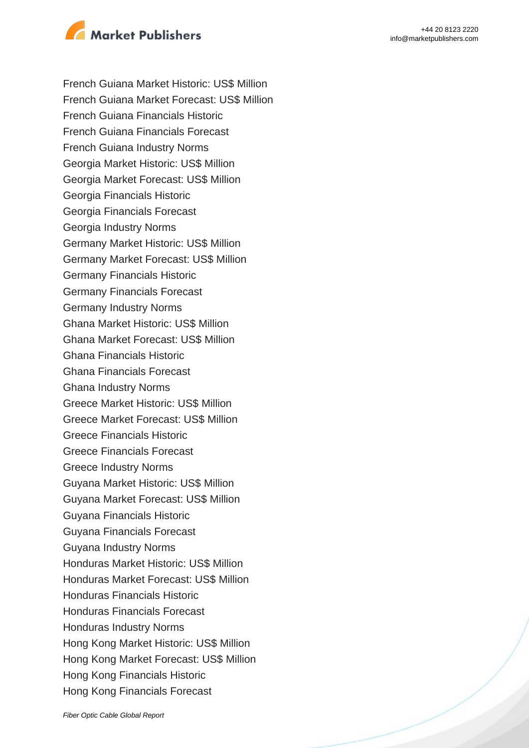French Guiana Market Historic: US$ Million
French Guiana Market Forecast: US$ Million
French Guiana Financials Historic
French Guiana Financials Forecast
French Guiana Industry Norms
Georgia Market Historic: US$ Million
Georgia Market Forecast: US$ Million
Georgia Financials Historic
Georgia Financials Forecast
Georgia Industry Norms
Germany Market Historic: US$ Million
Germany Market Forecast: US$ Million
Germany Financials Historic
Germany Financials Forecast
Germany Industry Norms
Ghana Market Historic: US$ Million
Ghana Market Forecast: US$ Million
Ghana Financials Historic
Ghana Financials Forecast
Ghana Industry Norms
Greece Market Historic: US$ Million
Greece Market Forecast: US$ Million
Greece Financials Historic
Greece Financials Forecast
Greece Industry Norms
Guyana Market Historic: US$ Million
Guyana Market Forecast: US$ Million
Guyana Financials Historic
Guyana Financials Forecast
Guyana Industry Norms
Honduras Market Historic: US$ Million
Honduras Market Forecast: US$ Million
Honduras Financials Historic
Honduras Financials Forecast
Honduras Industry Norms
Hong Kong Market Historic: US$ Million
Hong Kong Market Forecast: US$ Million
Hong Kong Financials Historic
Hong Kong Financials Forecast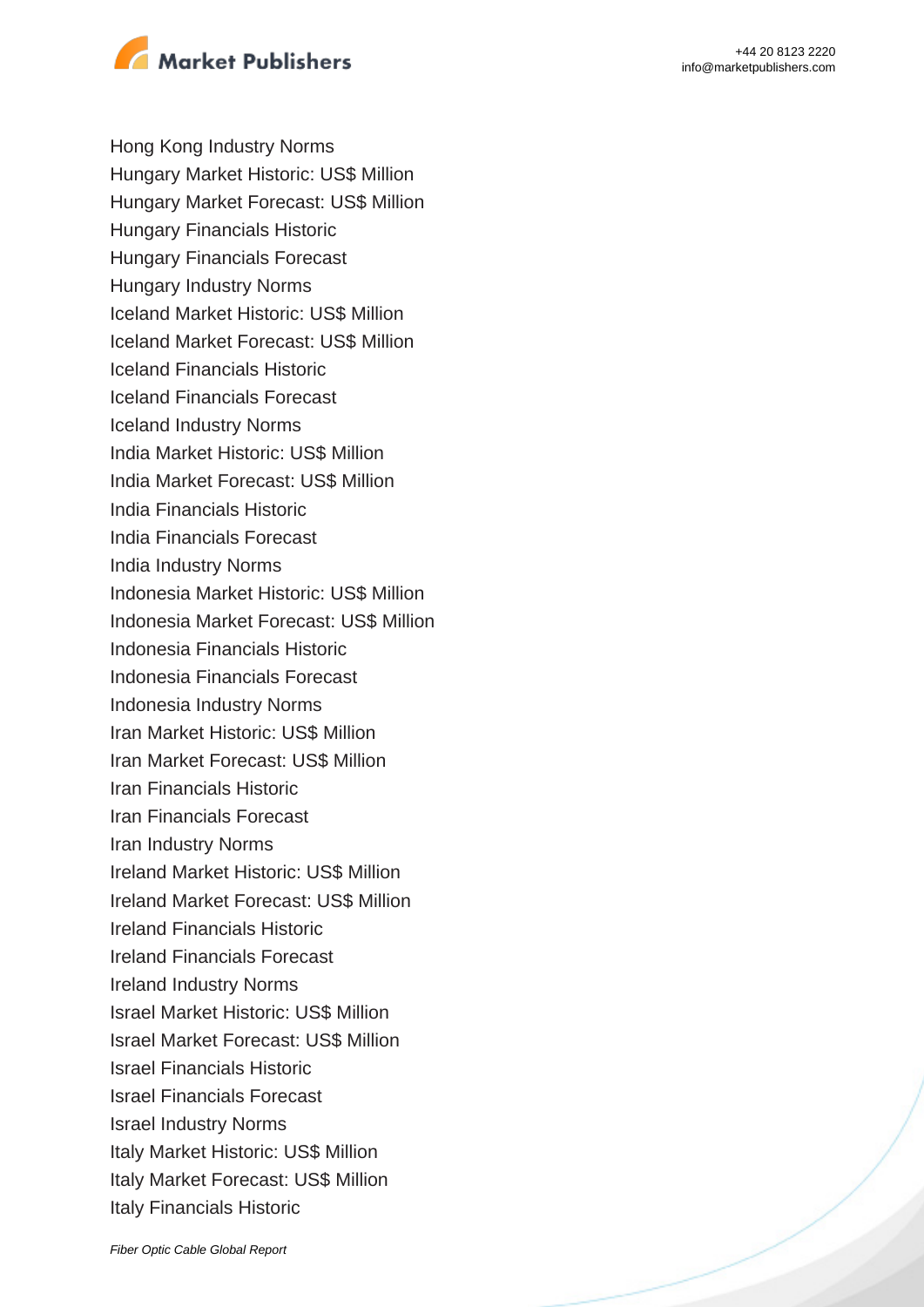Hong Kong Industry Norms
Hungary Market Historic: US$ Million
Hungary Market Forecast: US$ Million
Hungary Financials Historic
Hungary Financials Forecast
Hungary Industry Norms
Iceland Market Historic: US$ Million
Iceland Market Forecast: US$ Million
Iceland Financials Historic
Iceland Financials Forecast
Iceland Industry Norms
India Market Historic: US$ Million
India Market Forecast: US$ Million
India Financials Historic
India Financials Forecast
India Industry Norms
Indonesia Market Historic: US$ Million
Indonesia Market Forecast: US$ Million
Indonesia Financials Historic
Indonesia Financials Forecast
Indonesia Industry Norms
Iran Market Historic: US$ Million
Iran Market Forecast: US$ Million
Iran Financials Historic
Iran Financials Forecast
Iran Industry Norms
Ireland Market Historic: US$ Million
Ireland Market Forecast: US$ Million
Ireland Financials Historic
Ireland Financials Forecast
Ireland Industry Norms
Israel Market Historic: US$ Million
Israel Market Forecast: US$ Million
Israel Financials Historic
Israel Financials Forecast
Israel Industry Norms
Italy Market Historic: US$ Million
Italy Market Forecast: US$ Million
Italy Financials Historic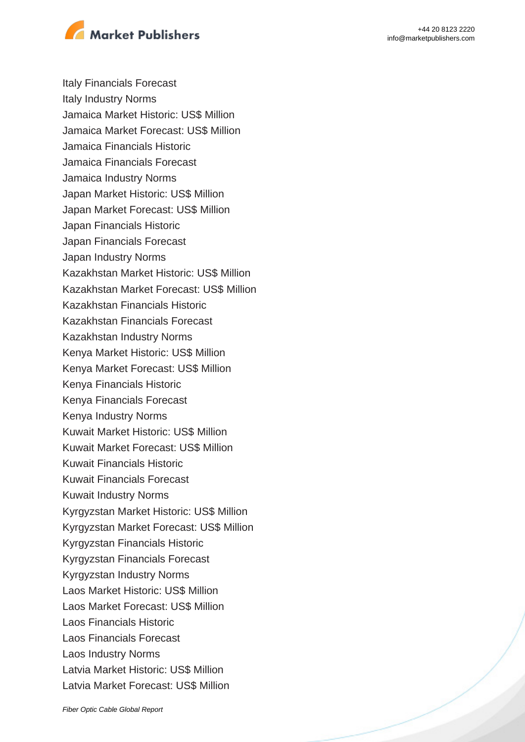Italy Financials Forecast
Italy Industry Norms
Jamaica Market Historic: US$ Million
Jamaica Market Forecast: US$ Million
Jamaica Financials Historic
Jamaica Financials Forecast
Jamaica Industry Norms
Japan Market Historic: US$ Million
Japan Market Forecast: US$ Million
Japan Financials Historic
Japan Financials Forecast
Japan Industry Norms
Kazakhstan Market Historic: US$ Million
Kazakhstan Market Forecast: US$ Million
Kazakhstan Financials Historic
Kazakhstan Financials Forecast
Kazakhstan Industry Norms
Kenya Market Historic: US$ Million
Kenya Market Forecast: US$ Million
Kenya Financials Historic
Kenya Financials Forecast
Kenya Industry Norms
Kuwait Market Historic: US$ Million
Kuwait Market Forecast: US$ Million
Kuwait Financials Historic
Kuwait Financials Forecast
Kuwait Industry Norms
Kyrgyzstan Market Historic: US$ Million
Kyrgyzstan Market Forecast: US$ Million
Kyrgyzstan Financials Historic
Kyrgyzstan Financials Forecast
Kyrgyzstan Industry Norms
Laos Market Historic: US$ Million
Laos Market Forecast: US$ Million
Laos Financials Historic
Laos Financials Forecast
Laos Industry Norms
Latvia Market Historic: US$ Million
Latvia Market Forecast: US$ Million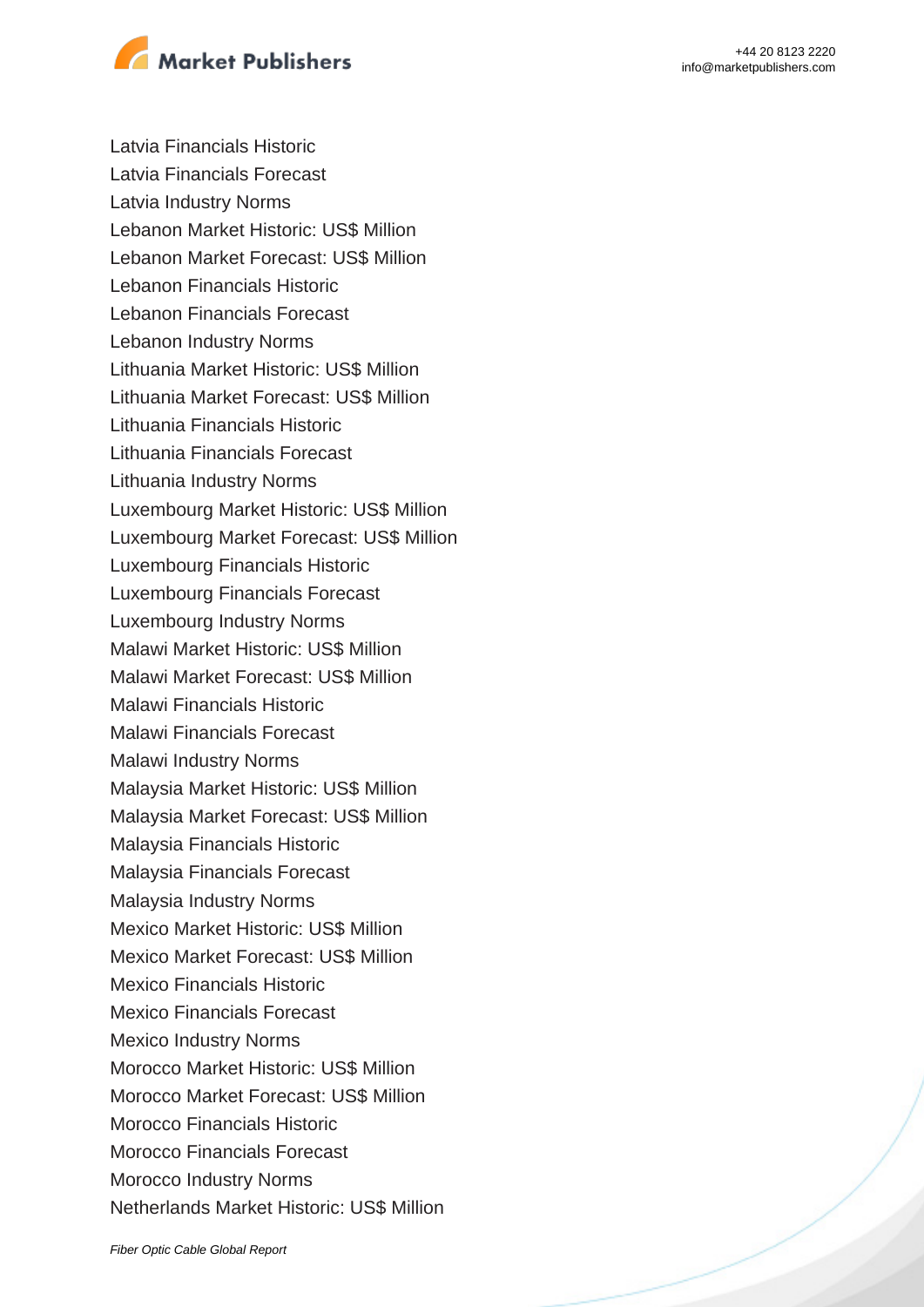Latvia Financials Historic
Latvia Financials Forecast
Latvia Industry Norms
Lebanon Market Historic: US$ Million
Lebanon Market Forecast: US$ Million
Lebanon Financials Historic
Lebanon Financials Forecast
Lebanon Industry Norms
Lithuania Market Historic: US$ Million
Lithuania Market Forecast: US$ Million
Lithuania Financials Historic
Lithuania Financials Forecast
Lithuania Industry Norms
Luxembourg Market Historic: US$ Million
Luxembourg Market Forecast: US$ Million
Luxembourg Financials Historic
Luxembourg Financials Forecast
Luxembourg Industry Norms
Malawi Market Historic: US$ Million
Malawi Market Forecast: US$ Million
Malawi Financials Historic
Malawi Financials Forecast
Malawi Industry Norms
Malaysia Market Historic: US$ Million
Malaysia Market Forecast: US$ Million
Malaysia Financials Historic
Malaysia Financials Forecast
Malaysia Industry Norms
Mexico Market Historic: US$ Million
Mexico Market Forecast: US$ Million
Mexico Financials Historic
Mexico Financials Forecast
Mexico Industry Norms
Morocco Market Historic: US$ Million
Morocco Market Forecast: US$ Million
Morocco Financials Historic
Morocco Financials Forecast
Morocco Industry Norms
Netherlands Market Historic: US$ Million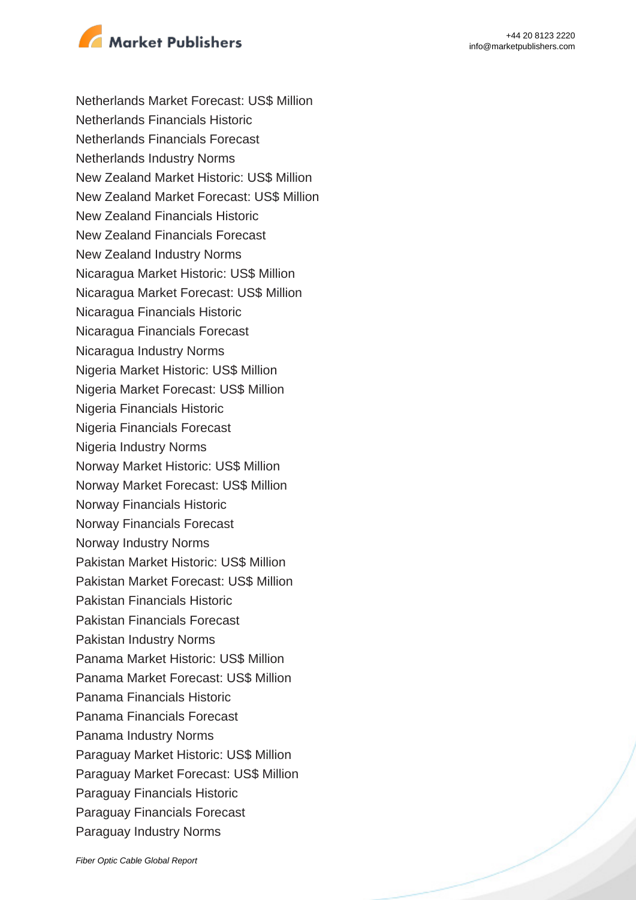Netherlands Market Forecast: US$ Million
Netherlands Financials Historic
Netherlands Financials Forecast
Netherlands Industry Norms
New Zealand Market Historic: US$ Million
New Zealand Market Forecast: US$ Million
New Zealand Financials Historic
New Zealand Financials Forecast
New Zealand Industry Norms
Nicaragua Market Historic: US$ Million
Nicaragua Market Forecast: US$ Million
Nicaragua Financials Historic
Nicaragua Financials Forecast
Nicaragua Industry Norms
Nigeria Market Historic: US$ Million
Nigeria Market Forecast: US$ Million
Nigeria Financials Historic
Nigeria Financials Forecast
Nigeria Industry Norms
Norway Market Historic: US$ Million
Norway Market Forecast: US$ Million
Norway Financials Historic
Norway Financials Forecast
Norway Industry Norms
Pakistan Market Historic: US$ Million
Pakistan Market Forecast: US$ Million
Pakistan Financials Historic
Pakistan Financials Forecast
Pakistan Industry Norms
Panama Market Historic: US$ Million
Panama Market Forecast: US$ Million
Panama Financials Historic
Panama Financials Forecast
Panama Industry Norms
Paraguay Market Historic: US$ Million
Paraguay Market Forecast: US$ Million
Paraguay Financials Historic
Paraguay Financials Forecast
Paraguay Industry Norms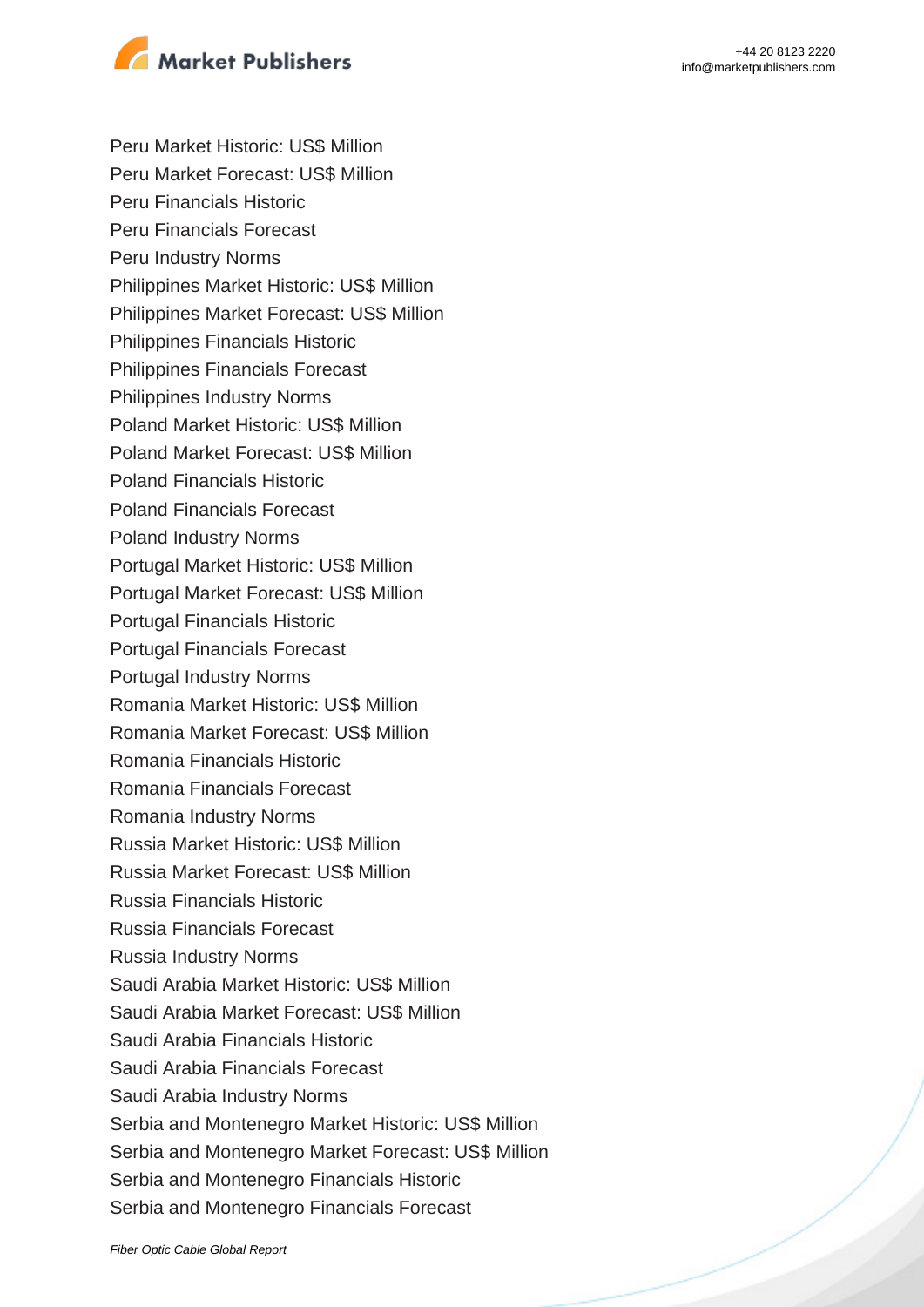Peru Market Historic: US$ Million
Peru Market Forecast: US$ Million
Peru Financials Historic
Peru Financials Forecast
Peru Industry Norms
Philippines Market Historic: US$ Million
Philippines Market Forecast: US$ Million
Philippines Financials Historic
Philippines Financials Forecast
Philippines Industry Norms
Poland Market Historic: US$ Million
Poland Market Forecast: US$ Million
Poland Financials Historic
Poland Financials Forecast
Poland Industry Norms
Portugal Market Historic: US$ Million
Portugal Market Forecast: US$ Million
Portugal Financials Historic
Portugal Financials Forecast
Portugal Industry Norms
Romania Market Historic: US$ Million
Romania Market Forecast: US$ Million
Romania Financials Historic
Romania Financials Forecast
Romania Industry Norms
Russia Market Historic: US$ Million
Russia Market Forecast: US$ Million
Russia Financials Historic
Russia Financials Forecast
Russia Industry Norms
Saudi Arabia Market Historic: US$ Million
Saudi Arabia Market Forecast: US$ Million
Saudi Arabia Financials Historic
Saudi Arabia Financials Forecast
Saudi Arabia Industry Norms
Serbia and Montenegro Market Historic: US$ Million
Serbia and Montenegro Market Forecast: US$ Million
Serbia and Montenegro Financials Historic
Serbia and Montenegro Financials Forecast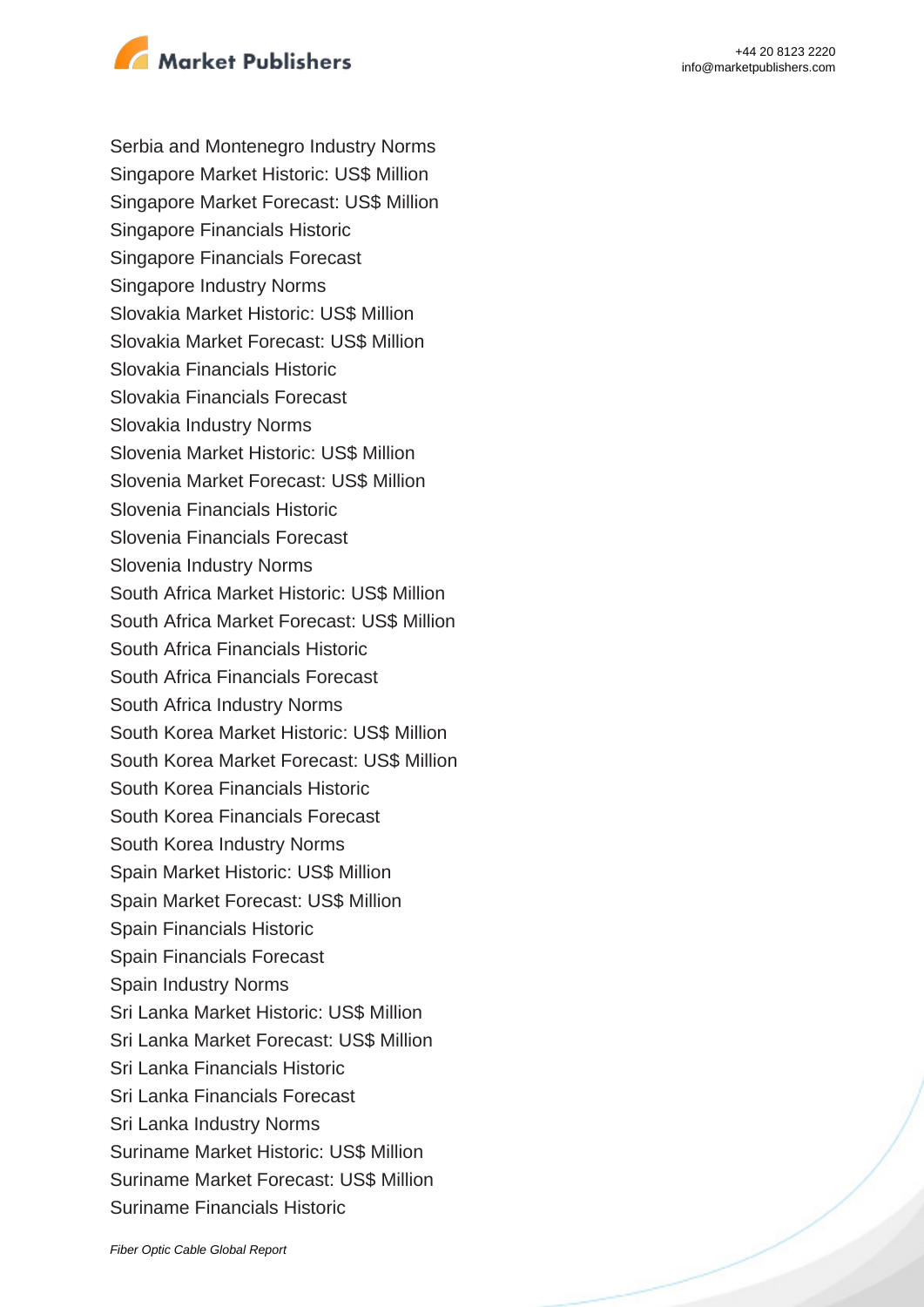Serbia and Montenegro Industry Norms
Singapore Market Historic: US$ Million
Singapore Market Forecast: US$ Million
Singapore Financials Historic
Singapore Financials Forecast
Singapore Industry Norms
Slovakia Market Historic: US$ Million
Slovakia Market Forecast: US$ Million
Slovakia Financials Historic
Slovakia Financials Forecast
Slovakia Industry Norms
Slovenia Market Historic: US$ Million
Slovenia Market Forecast: US$ Million
Slovenia Financials Historic
Slovenia Financials Forecast
Slovenia Industry Norms
South Africa Market Historic: US$ Million
South Africa Market Forecast: US$ Million
South Africa Financials Historic
South Africa Financials Forecast
South Africa Industry Norms
South Korea Market Historic: US$ Million
South Korea Market Forecast: US$ Million
South Korea Financials Historic
South Korea Financials Forecast
South Korea Industry Norms
Spain Market Historic: US$ Million
Spain Market Forecast: US$ Million
Spain Financials Historic
Spain Financials Forecast
Spain Industry Norms
Sri Lanka Market Historic: US$ Million
Sri Lanka Market Forecast: US$ Million
Sri Lanka Financials Historic
Sri Lanka Financials Forecast
Sri Lanka Industry Norms
Suriname Market Historic: US$ Million
Suriname Market Forecast: US$ Million
Suriname Financials Historic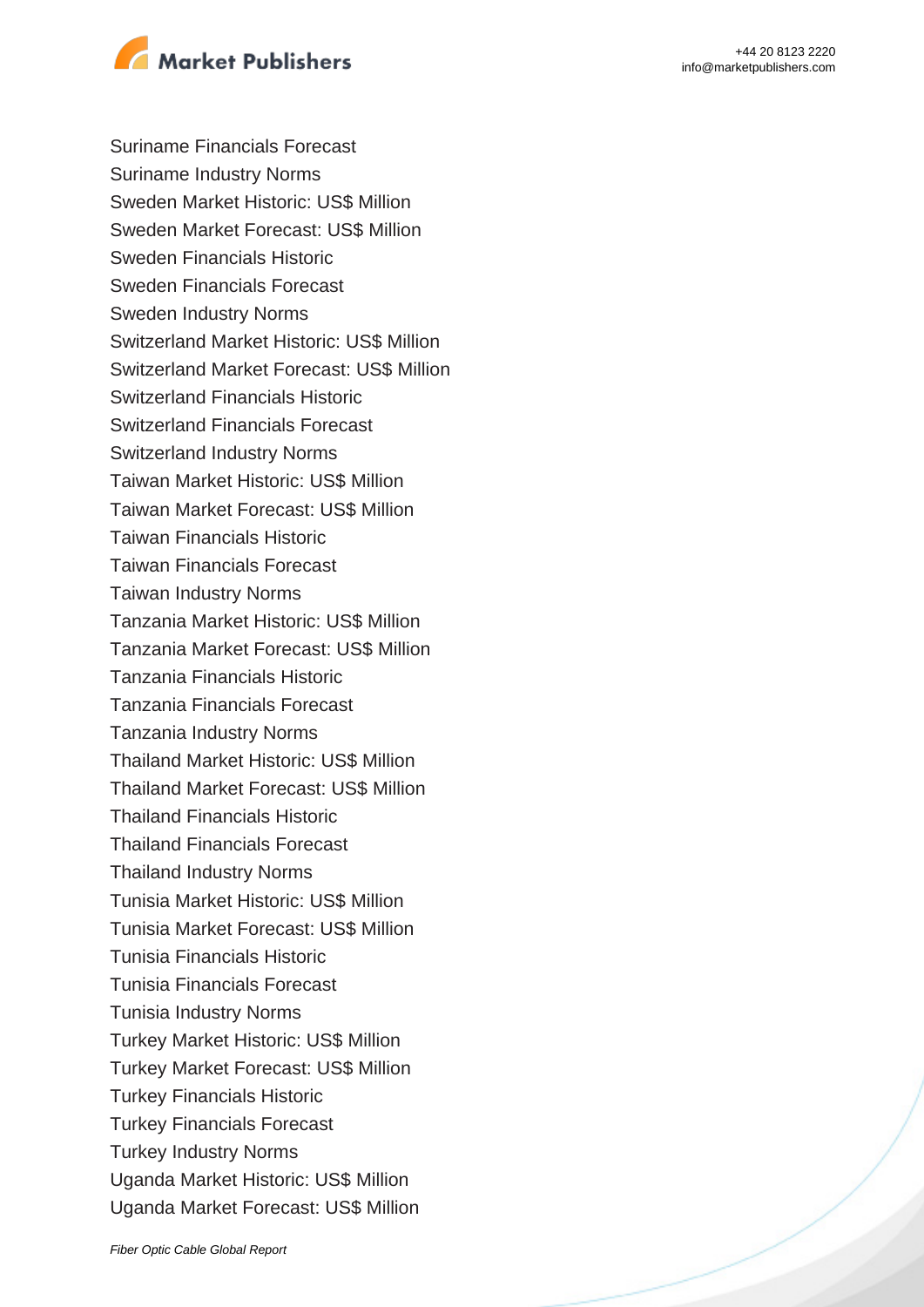Suriname Financials Forecast
Suriname Industry Norms
Sweden Market Historic: US$ Million
Sweden Market Forecast: US$ Million
Sweden Financials Historic
Sweden Financials Forecast
Sweden Industry Norms
Switzerland Market Historic: US$ Million
Switzerland Market Forecast: US$ Million
Switzerland Financials Historic
Switzerland Financials Forecast
Switzerland Industry Norms
Taiwan Market Historic: US$ Million
Taiwan Market Forecast: US$ Million
Taiwan Financials Historic
Taiwan Financials Forecast
Taiwan Industry Norms
Tanzania Market Historic: US$ Million
Tanzania Market Forecast: US$ Million
Tanzania Financials Historic
Tanzania Financials Forecast
Tanzania Industry Norms
Thailand Market Historic: US$ Million
Thailand Market Forecast: US$ Million
Thailand Financials Historic
Thailand Financials Forecast
Thailand Industry Norms
Tunisia Market Historic: US$ Million
Tunisia Market Forecast: US$ Million
Tunisia Financials Historic
Tunisia Financials Forecast
Tunisia Industry Norms
Turkey Market Historic: US$ Million
Turkey Market Forecast: US$ Million
Turkey Financials Historic
Turkey Financials Forecast
Turkey Industry Norms
Uganda Market Historic: US$ Million
Uganda Market Forecast: US$ Million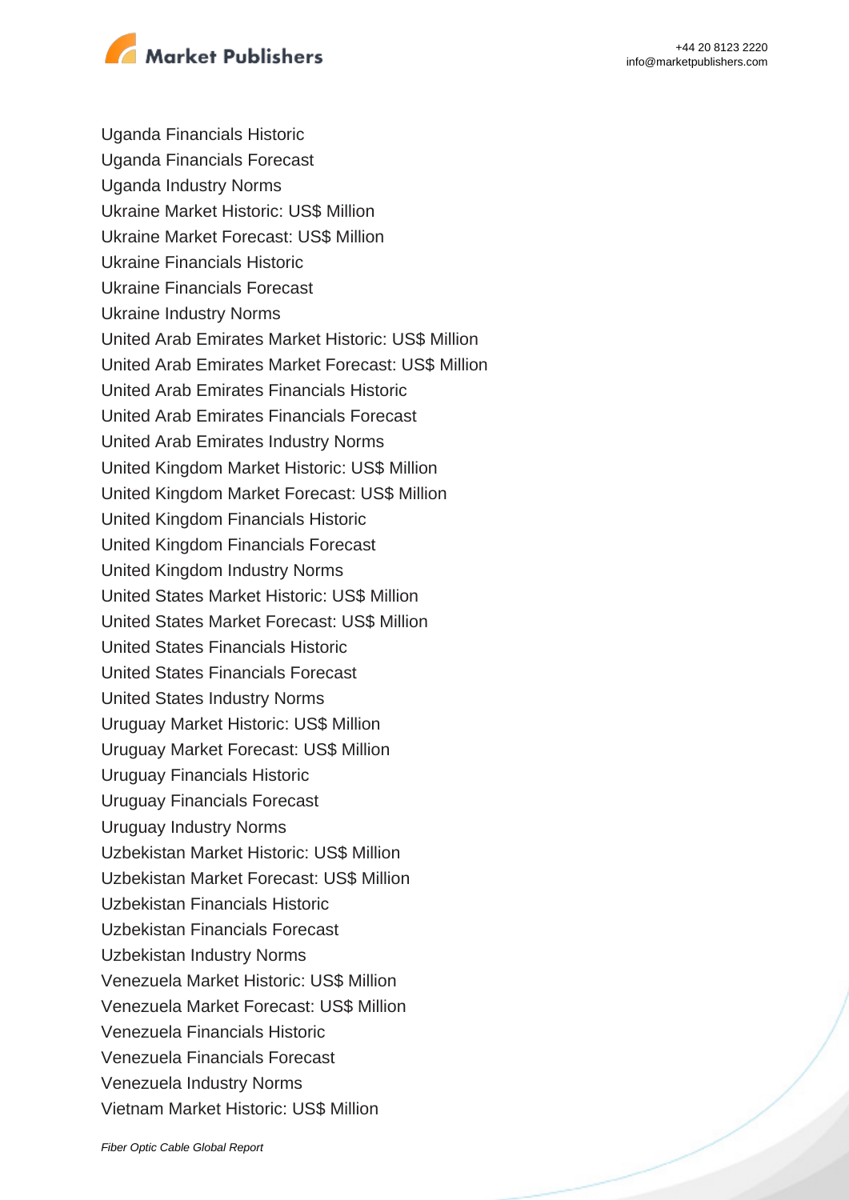Uganda Financials Historic
Uganda Financials Forecast
Uganda Industry Norms
Ukraine Market Historic: US$ Million
Ukraine Market Forecast: US$ Million
Ukraine Financials Historic
Ukraine Financials Forecast
Ukraine Industry Norms
United Arab Emirates Market Historic: US$ Million
United Arab Emirates Market Forecast: US$ Million
United Arab Emirates Financials Historic
United Arab Emirates Financials Forecast
United Arab Emirates Industry Norms
United Kingdom Market Historic: US$ Million
United Kingdom Market Forecast: US$ Million
United Kingdom Financials Historic
United Kingdom Financials Forecast
United Kingdom Industry Norms
United States Market Historic: US$ Million
United States Market Forecast: US$ Million
United States Financials Historic
United States Financials Forecast
United States Industry Norms
Uruguay Market Historic: US$ Million
Uruguay Market Forecast: US$ Million
Uruguay Financials Historic
Uruguay Financials Forecast
Uruguay Industry Norms
Uzbekistan Market Historic: US$ Million
Uzbekistan Market Forecast: US$ Million
Uzbekistan Financials Historic
Uzbekistan Financials Forecast
Uzbekistan Industry Norms
Venezuela Market Historic: US$ Million
Venezuela Market Forecast: US$ Million
Venezuela Financials Historic
Venezuela Financials Forecast
Venezuela Industry Norms
Vietnam Market Historic: US$ Million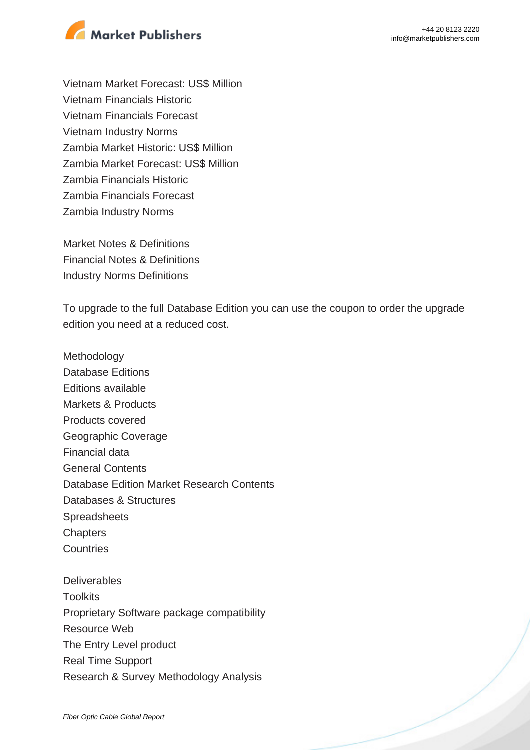Vietnam Market Forecast: US$ Million
Vietnam Financials Historic
Vietnam Financials Forecast
Vietnam Industry Norms
Zambia Market Historic: US$ Million
Zambia Market Forecast: US$ Million
Zambia Financials Historic
Zambia Financials Forecast
Zambia Industry Norms

Market Notes & Definitions
Financial Notes & Definitions
Industry Norms Definitions

To upgrade to the full Database Edition you can use the coupon to order the upgrade edition you need at a reduced cost.

Methodology
Database Editions
Editions available
Markets & Products
Products covered
Geographic Coverage
Financial data
General Contents
Database Edition Market Research Contents
Databases & Structures
Spreadsheets
Chapters
Countries

Deliverables
Toolkits
Proprietary Software package compatibility
Resource Web
The Entry Level product
Real Time Support
Research & Survey Methodology Analysis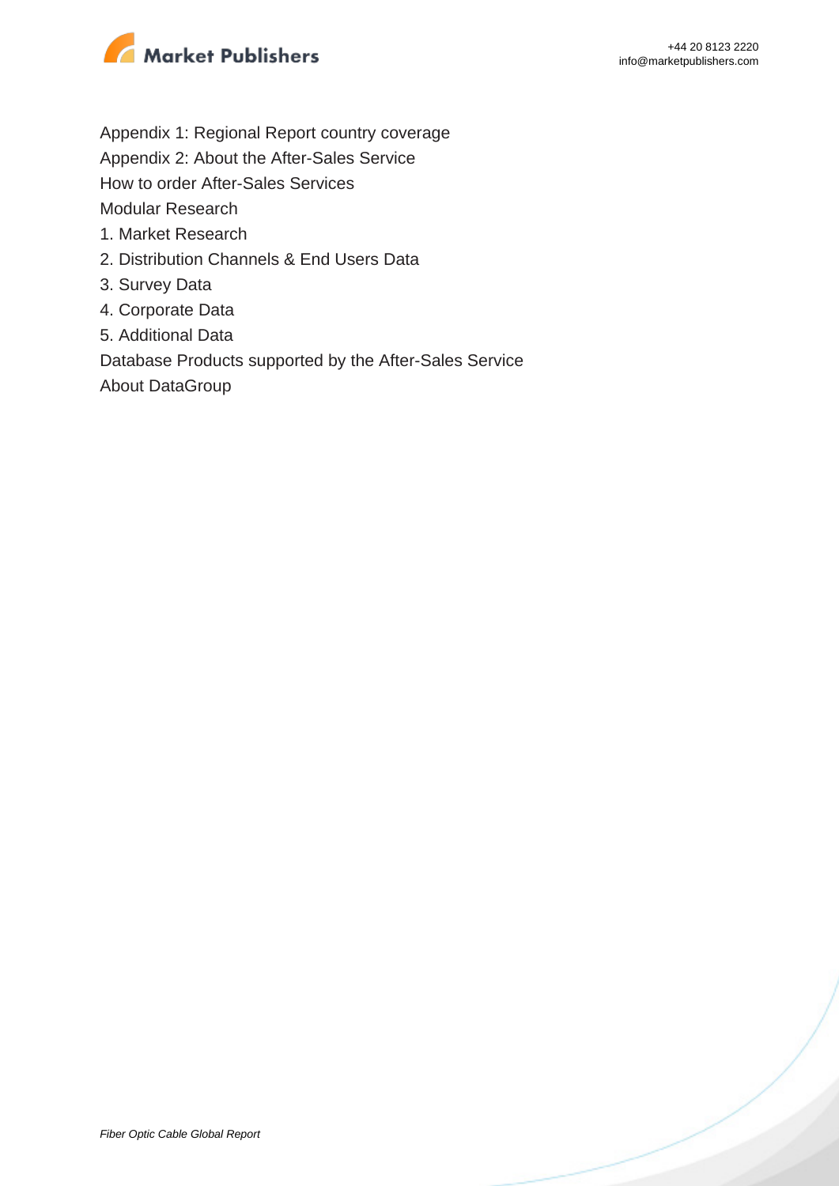Appendix 1: Regional Report country coverage

Appendix 2: About the After-Sales Service

How to order After-Sales Services

Modular Research

1. Market Research
2. Distribution Channels & End Users Data
3. Survey Data
4. Corporate Data
5. Additional Data

Database Products supported by the After-Sales Service

About DataGroup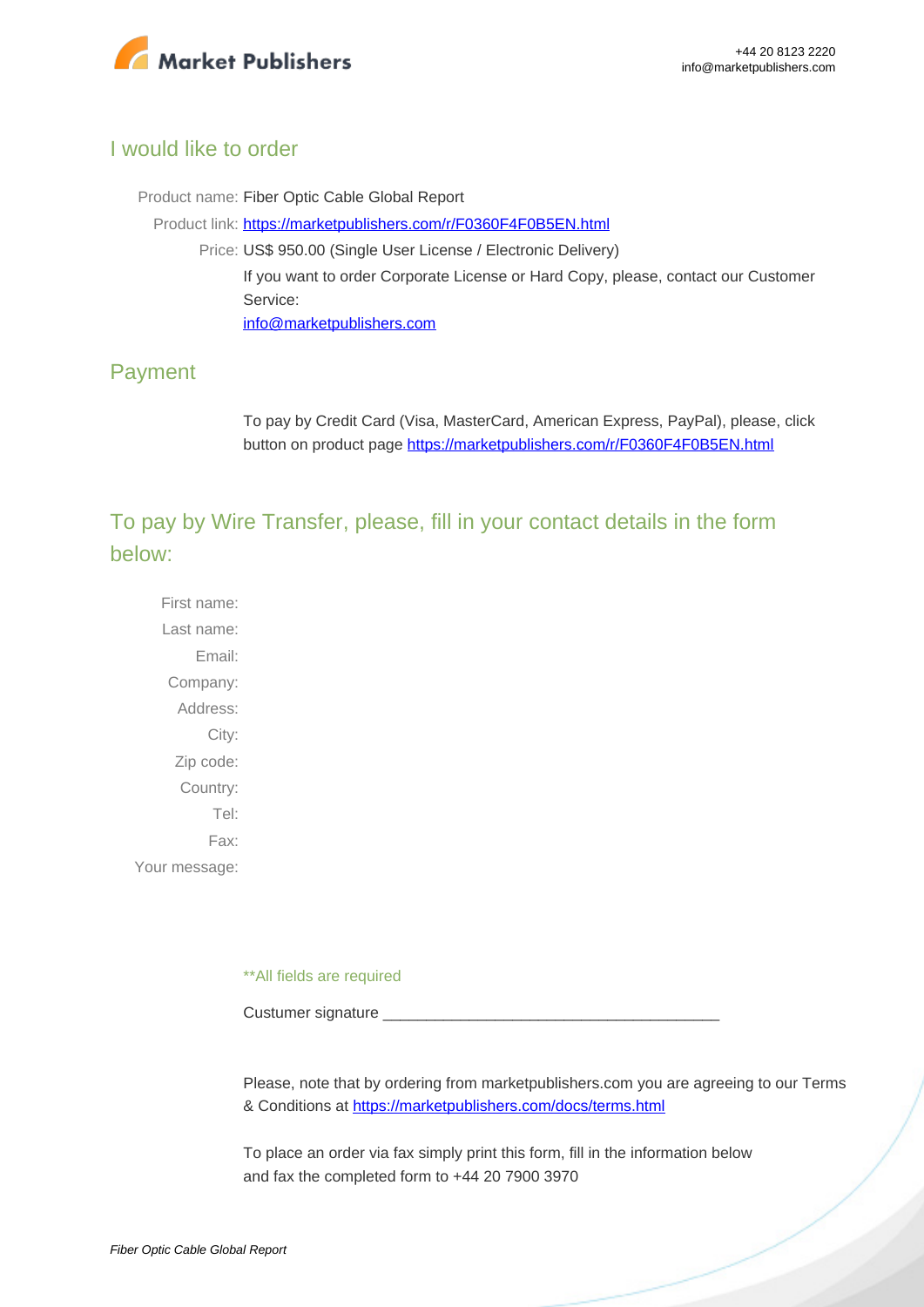## I would like to order

Product name: Fiber Optic Cable Global Report

Product link: https://marketpublishers.com/r/F0360F4F0B5EN.html

Price: US$ 950.00 (Single User License / Electronic Delivery)

If you want to order Corporate License or Hard Copy, please, contact our Customer Service:

info@marketpublishers.com

## Payment

To pay by Credit Card (Visa, MasterCard, American Express, PayPal), please, click button on product page https://marketpublishers.com/r/F0360F4F0B5EN.html

## To pay by Wire Transfer, please, fill in your contact details in the form below:

First name:

Last name:

Email:

Company:

Address:

City:

Zip code:

Country:

Tel:

Fax:

Your message:

**All fields are required

Custumer signature _______________________________________

Please, note that by ordering from marketpublishers.com you are agreeing to our Terms & Conditions at https://marketpublishers.com/docs/terms.html

To place an order via fax simply print this form, fill in the information below and fax the completed form to +44 20 7900 3970